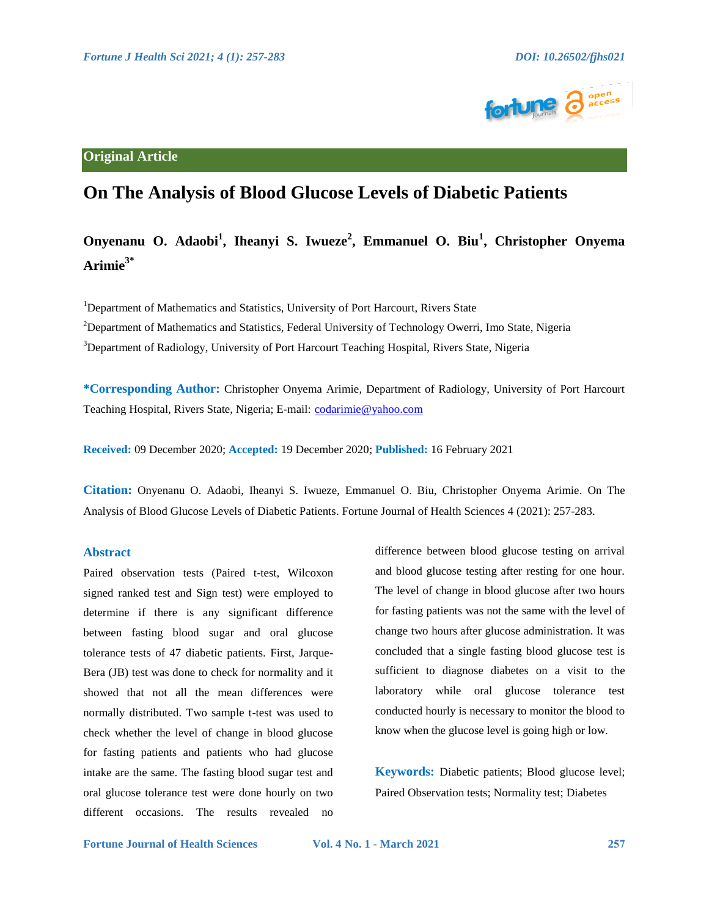Original Article

# On The Analysis of Blood Glucose Levels of Diabetic Patients

**Onyenanu O. Adaobi[1], Iheanyi S. Iwueze[2], Emmanuel O. Biu[1], Christopher Onyema Arimie[3*]**

[1]Department of Mathematics and Statistics, University of Port Harcourt, Rivers State

[2]Department of Mathematics and Statistics, Federal University of Technology Owerri, Imo State, Nigeria

[3]Department of Radiology, University of Port Harcourt Teaching Hospital, Rivers State, Nigeria

**\*Corresponding Author:** Christopher Onyema Arimie, Department of Radiology, University of Port Harcourt Teaching Hospital, Rivers State, Nigeria; E-mail: codarimie@yahoo.com

**Received:** 09 December 2020; **Accepted:** 19 December 2020; **Published:** 16 February 2021

**Citation:** Onyenanu O. Adaobi, Iheanyi S. Iwueze, Emmanuel O. Biu, Christopher Onyema Arimie. On The Analysis of Blood Glucose Levels of Diabetic Patients. Fortune Journal of Health Sciences 4 (2021): 257-283.

## Abstract

Paired observation tests (Paired t-test, Wilcoxon signed ranked test and Sign test) were employed to determine if there is any significant difference between fasting blood sugar and oral glucose tolerance tests of 47 diabetic patients. First, Jarque-Bera (JB) test was done to check for normality and it showed that not all the mean differences were normally distributed. Two sample t-test was used to check whether the level of change in blood glucose for fasting patients and patients who had glucose intake are the same. The fasting blood sugar test and oral glucose tolerance test were done hourly on two different occasions. The results revealed no difference between blood glucose testing on arrival and blood glucose testing after resting for one hour. The level of change in blood glucose after two hours for fasting patients was not the same with the level of change two hours after glucose administration. It was concluded that a single fasting blood glucose test is sufficient to diagnose diabetes on a visit to the laboratory while oral glucose tolerance test conducted hourly is necessary to monitor the blood to know when the glucose level is going high or low.

**Keywords:** Diabetic patients; Blood glucose level; Paired Observation tests; Normality test; Diabetes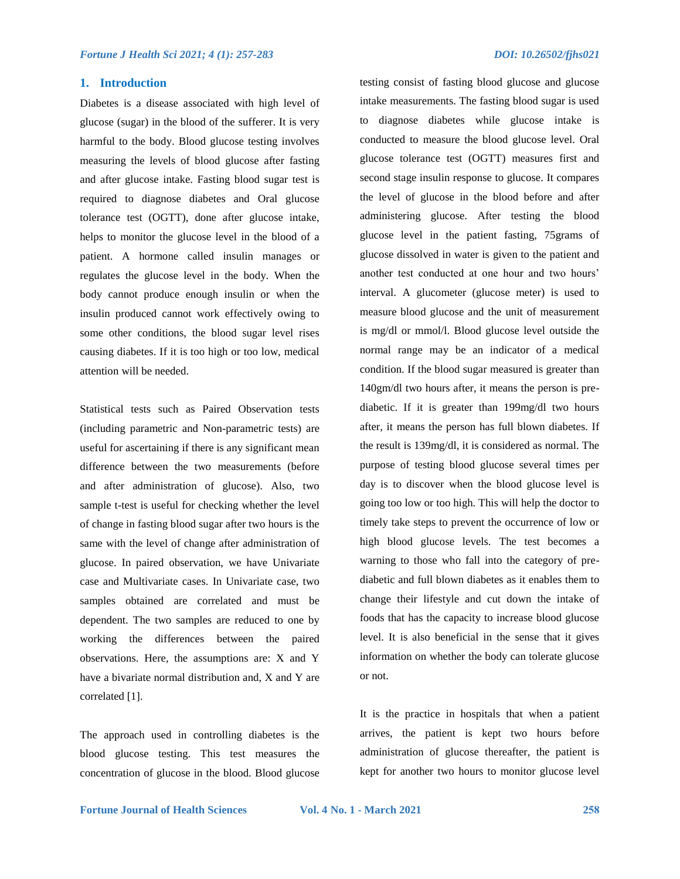## 1. Introduction

Diabetes is a disease associated with high level of glucose (sugar) in the blood of the sufferer. It is very harmful to the body. Blood glucose testing involves measuring the levels of blood glucose after fasting and after glucose intake. Fasting blood sugar test is required to diagnose diabetes and Oral glucose tolerance test (OGTT), done after glucose intake, helps to monitor the glucose level in the blood of a patient. A hormone called insulin manages or regulates the glucose level in the body. When the body cannot produce enough insulin or when the insulin produced cannot work effectively owing to some other conditions, the blood sugar level rises causing diabetes. If it is too high or too low, medical attention will be needed.

Statistical tests such as Paired Observation tests (including parametric and Non-parametric tests) are useful for ascertaining if there is any significant mean difference between the two measurements (before and after administration of glucose). Also, two sample t-test is useful for checking whether the level of change in fasting blood sugar after two hours is the same with the level of change after administration of glucose. In paired observation, we have Univariate case and Multivariate cases. In Univariate case, two samples obtained are correlated and must be dependent. The two samples are reduced to one by working the differences between the paired observations. Here, the assumptions are: X and Y have a bivariate normal distribution and, X and Y are correlated [1].

The approach used in controlling diabetes is the blood glucose testing. This test measures the concentration of glucose in the blood. Blood glucose testing consist of fasting blood glucose and glucose intake measurements. The fasting blood sugar is used to diagnose diabetes while glucose intake is conducted to measure the blood glucose level. Oral glucose tolerance test (OGTT) measures first and second stage insulin response to glucose. It compares the level of glucose in the blood before and after administering glucose. After testing the blood glucose level in the patient fasting, 75grams of glucose dissolved in water is given to the patient and another test conducted at one hour and two hours' interval. A glucometer (glucose meter) is used to measure blood glucose and the unit of measurement is mg/dl or mmol/l. Blood glucose level outside the normal range may be an indicator of a medical condition. If the blood sugar measured is greater than 140gm/dl two hours after, it means the person is pre-diabetic. If it is greater than 199mg/dl two hours after, it means the person has full blown diabetes. If the result is 139mg/dl, it is considered as normal. The purpose of testing blood glucose several times per day is to discover when the blood glucose level is going too low or too high. This will help the doctor to timely take steps to prevent the occurrence of low or high blood glucose levels. The test becomes a warning to those who fall into the category of pre-diabetic and full blown diabetes as it enables them to change their lifestyle and cut down the intake of foods that has the capacity to increase blood glucose level. It is also beneficial in the sense that it gives information on whether the body can tolerate glucose or not.

It is the practice in hospitals that when a patient arrives, the patient is kept two hours before administration of glucose thereafter, the patient is kept for another two hours to monitor glucose level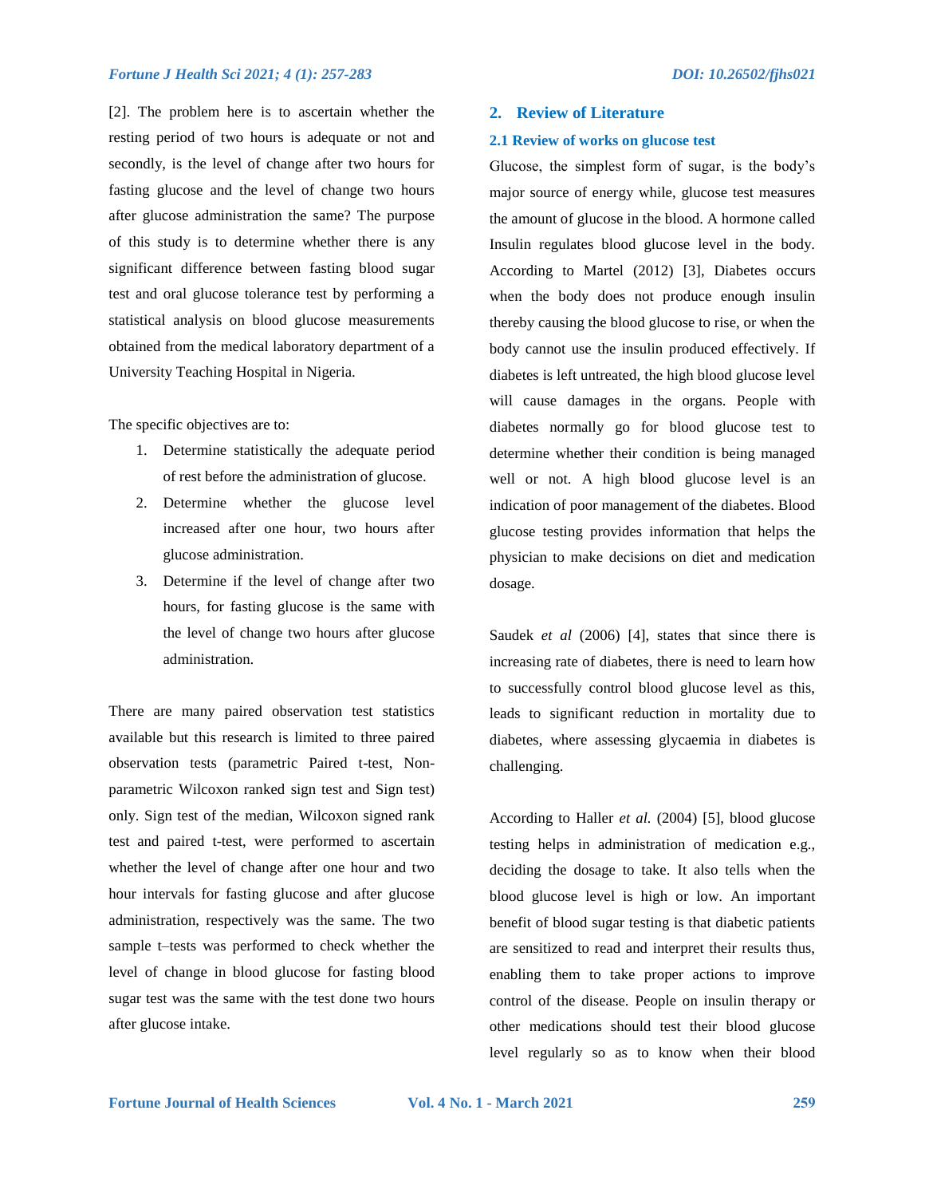[2]. The problem here is to ascertain whether the resting period of two hours is adequate or not and secondly, is the level of change after two hours for fasting glucose and the level of change two hours after glucose administration the same? The purpose of this study is to determine whether there is any significant difference between fasting blood sugar test and oral glucose tolerance test by performing a statistical analysis on blood glucose measurements obtained from the medical laboratory department of a University Teaching Hospital in Nigeria.

The specific objectives are to:

1. Determine statistically the adequate period of rest before the administration of glucose.
2. Determine whether the glucose level increased after one hour, two hours after glucose administration.
3. Determine if the level of change after two hours, for fasting glucose is the same with the level of change two hours after glucose administration.

There are many paired observation test statistics available but this research is limited to three paired observation tests (parametric Paired t-test, Non-parametric Wilcoxon ranked sign test and Sign test) only. Sign test of the median, Wilcoxon signed rank test and paired t-test, were performed to ascertain whether the level of change after one hour and two hour intervals for fasting glucose and after glucose administration, respectively was the same. The two sample t–tests was performed to check whether the level of change in blood glucose for fasting blood sugar test was the same with the test done two hours after glucose intake.

## 2. Review of Literature

### 2.1 Review of works on glucose test

Glucose, the simplest form of sugar, is the body's major source of energy while, glucose test measures the amount of glucose in the blood. A hormone called Insulin regulates blood glucose level in the body. According to Martel (2012) [3], Diabetes occurs when the body does not produce enough insulin thereby causing the blood glucose to rise, or when the body cannot use the insulin produced effectively. If diabetes is left untreated, the high blood glucose level will cause damages in the organs. People with diabetes normally go for blood glucose test to determine whether their condition is being managed well or not. A high blood glucose level is an indication of poor management of the diabetes. Blood glucose testing provides information that helps the physician to make decisions on diet and medication dosage.

Saudek *et al* (2006) [4], states that since there is increasing rate of diabetes, there is need to learn how to successfully control blood glucose level as this, leads to significant reduction in mortality due to diabetes, where assessing glycaemia in diabetes is challenging.

According to Haller *et al.* (2004) [5], blood glucose testing helps in administration of medication e.g., deciding the dosage to take. It also tells when the blood glucose level is high or low. An important benefit of blood sugar testing is that diabetic patients are sensitized to read and interpret their results thus, enabling them to take proper actions to improve control of the disease. People on insulin therapy or other medications should test their blood glucose level regularly so as to know when their blood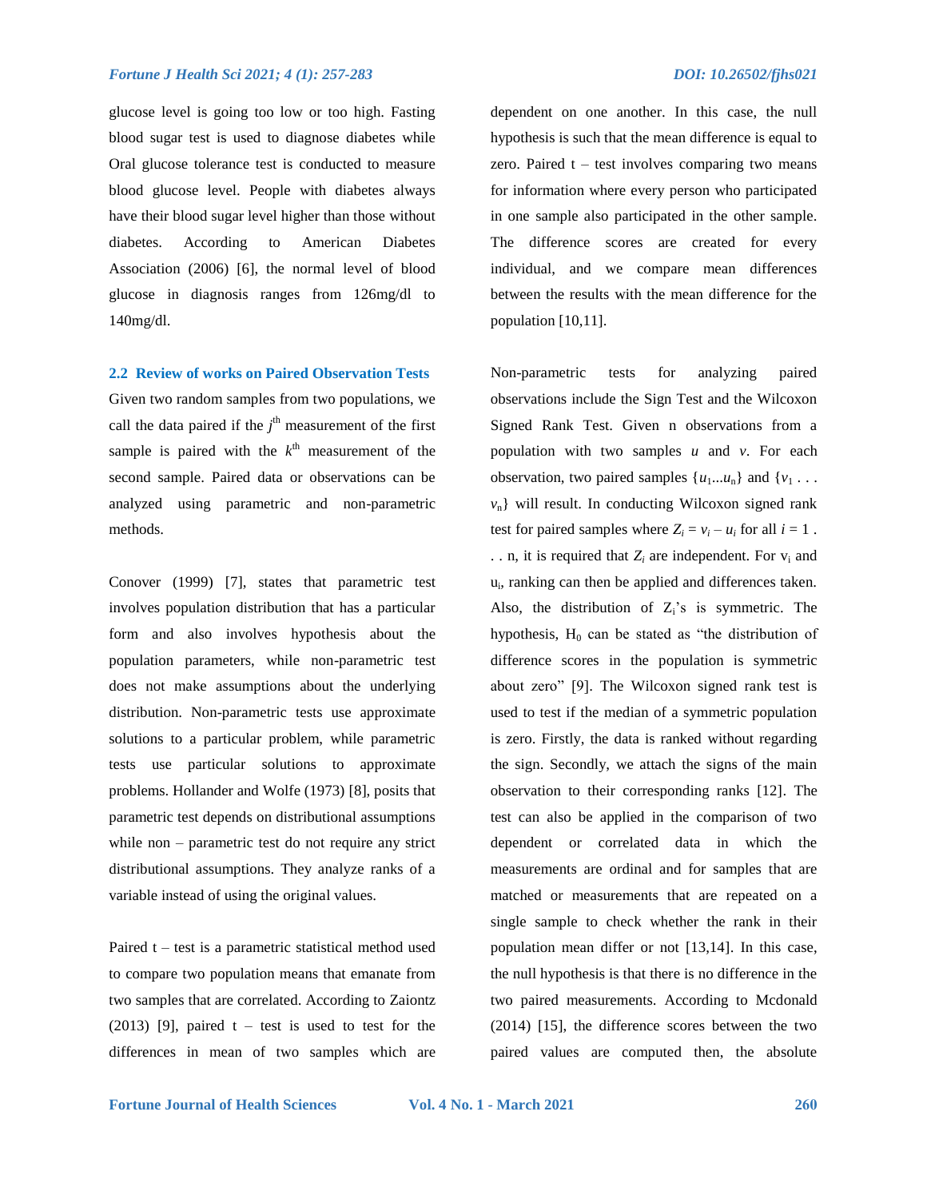glucose level is going too low or too high. Fasting blood sugar test is used to diagnose diabetes while Oral glucose tolerance test is conducted to measure blood glucose level. People with diabetes always have their blood sugar level higher than those without diabetes. According to American Diabetes Association (2006) [6], the normal level of blood glucose in diagnosis ranges from 126mg/dl to 140mg/dl.

### 2.2 Review of works on Paired Observation Tests

Given two random samples from two populations, we call the data paired if the $j^{th}$ measurement of the first sample is paired with the $k^{th}$ measurement of the second sample. Paired data or observations can be analyzed using parametric and non-parametric methods.

Conover (1999) [7], states that parametric test involves population distribution that has a particular form and also involves hypothesis about the population parameters, while non-parametric test does not make assumptions about the underlying distribution. Non-parametric tests use approximate solutions to a particular problem, while parametric tests use particular solutions to approximate problems. Hollander and Wolfe (1973) [8], posits that parametric test depends on distributional assumptions while non – parametric test do not require any strict distributional assumptions. They analyze ranks of a variable instead of using the original values.

Paired t – test is a parametric statistical method used to compare two population means that emanate from two samples that are correlated. According to Zaiontz (2013) [9], paired t – test is used to test for the differences in mean of two samples which are dependent on one another. In this case, the null hypothesis is such that the mean difference is equal to zero. Paired t – test involves comparing two means for information where every person who participated in one sample also participated in the other sample. The difference scores are created for every individual, and we compare mean differences between the results with the mean difference for the population [10,11].

Non-parametric tests for analyzing paired observations include the Sign Test and the Wilcoxon Signed Rank Test. Given n observations from a population with two samples $u$ and $v$. For each observation, two paired samples $\{u_1...u_n\}$ and $\{v_1 . . . v_n\}$ will result. In conducting Wilcoxon signed rank test for paired samples where $Z_i = v_i – u_i$ for all $i = 1 . . . n$, it is required that $Z_i$ are independent. For $v_i$ and $u_i$, ranking can then be applied and differences taken. Also, the distribution of $Z_i$'s is symmetric. The hypothesis, $H_0$ can be stated as "the distribution of difference scores in the population is symmetric about zero" [9]. The Wilcoxon signed rank test is used to test if the median of a symmetric population is zero. Firstly, the data is ranked without regarding the sign. Secondly, we attach the signs of the main observation to their corresponding ranks [12]. The test can also be applied in the comparison of two dependent or correlated data in which the measurements are ordinal and for samples that are matched or measurements that are repeated on a single sample to check whether the rank in their population mean differ or not [13,14]. In this case, the null hypothesis is that there is no difference in the two paired measurements. According to Mcdonald (2014) [15], the difference scores between the two paired values are computed then, the absolute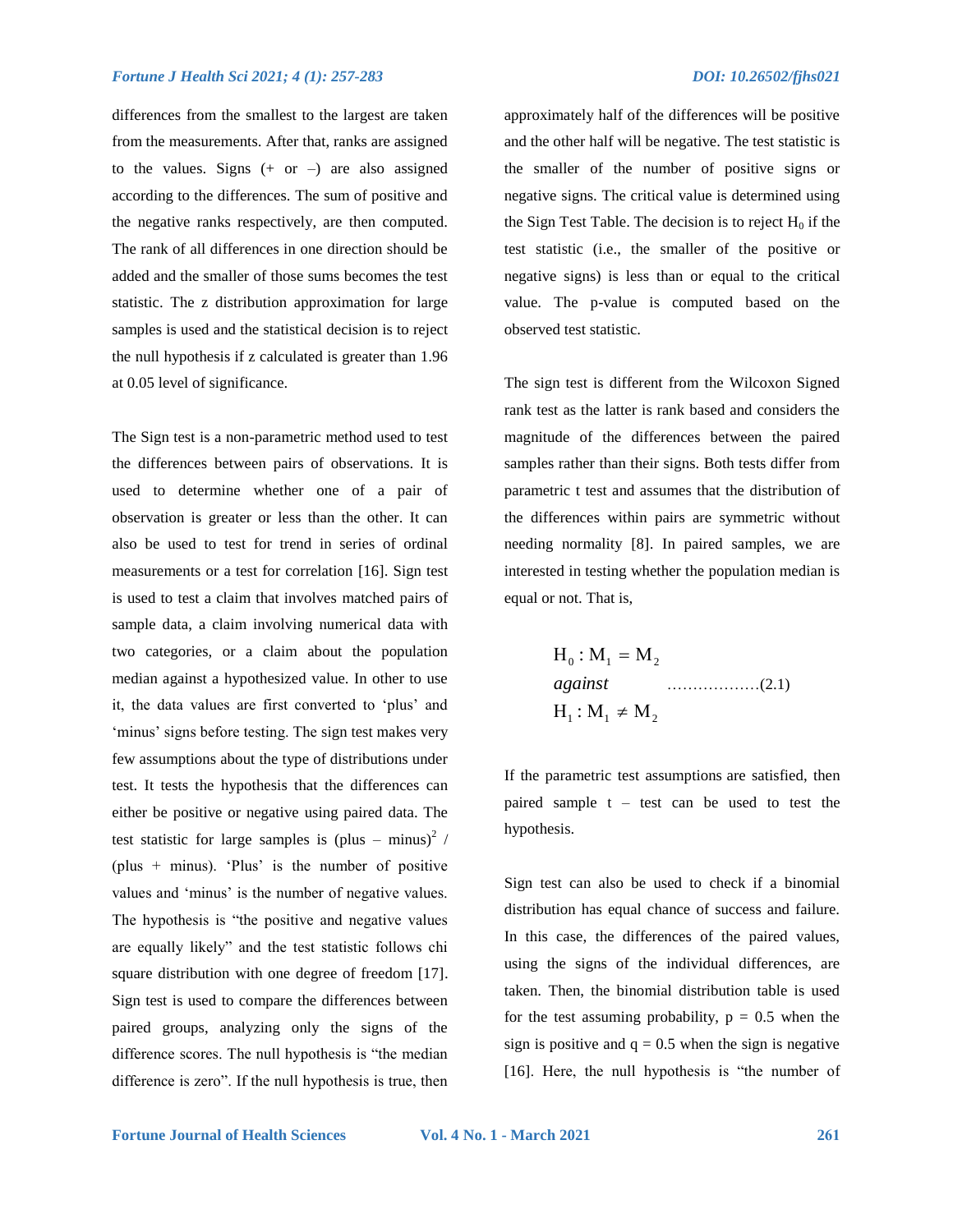differences from the smallest to the largest are taken from the measurements. After that, ranks are assigned to the values. Signs (+ or –) are also assigned according to the differences. The sum of positive and the negative ranks respectively, are then computed. The rank of all differences in one direction should be added and the smaller of those sums becomes the test statistic. The z distribution approximation for large samples is used and the statistical decision is to reject the null hypothesis if z calculated is greater than 1.96 at 0.05 level of significance.

The Sign test is a non-parametric method used to test the differences between pairs of observations. It is used to determine whether one of a pair of observation is greater or less than the other. It can also be used to test for trend in series of ordinal measurements or a test for correlation [16]. Sign test is used to test a claim that involves matched pairs of sample data, a claim involving numerical data with two categories, or a claim about the population median against a hypothesized value. In other to use it, the data values are first converted to 'plus' and 'minus' signs before testing. The sign test makes very few assumptions about the type of distributions under test. It tests the hypothesis that the differences can either be positive or negative using paired data. The test statistic for large samples is $(\text{plus} - \text{minus})^2 / (\text{plus} + \text{minus})$. 'Plus' is the number of positive values and 'minus' is the number of negative values. The hypothesis is "the positive and negative values are equally likely" and the test statistic follows chi square distribution with one degree of freedom [17]. Sign test is used to compare the differences between paired groups, analyzing only the signs of the difference scores. The null hypothesis is "the median difference is zero". If the null hypothesis is true, then approximately half of the differences will be positive and the other half will be negative. The test statistic is the smaller of the number of positive signs or negative signs. The critical value is determined using the Sign Test Table. The decision is to reject $H_0$ if the test statistic (i.e., the smaller of the positive or negative signs) is less than or equal to the critical value. The p-value is computed based on the observed test statistic.

The sign test is different from the Wilcoxon Signed rank test as the latter is rank based and considers the magnitude of the differences between the paired samples rather than their signs. Both tests differ from parametric t test and assumes that the distribution of the differences within pairs are symmetric without needing normality [8]. In paired samples, we are interested in testing whether the population median is equal or not. That is,

$$
\begin{aligned}
&H_0 : M_1 = M_2 \\
&\textit{against} \qquad \qquad \ldots\ldots\ldots\ldots\ldots\ldots(2.1) \\
&H_1 : M_1 \neq M_2
\end{aligned}
$$

If the parametric test assumptions are satisfied, then paired sample t – test can be used to test the hypothesis.

Sign test can also be used to check if a binomial distribution has equal chance of success and failure. In this case, the differences of the paired values, using the signs of the individual differences, are taken. Then, the binomial distribution table is used for the test assuming probability, $p = 0.5$ when the sign is positive and $q = 0.5$ when the sign is negative [16]. Here, the null hypothesis is "the number of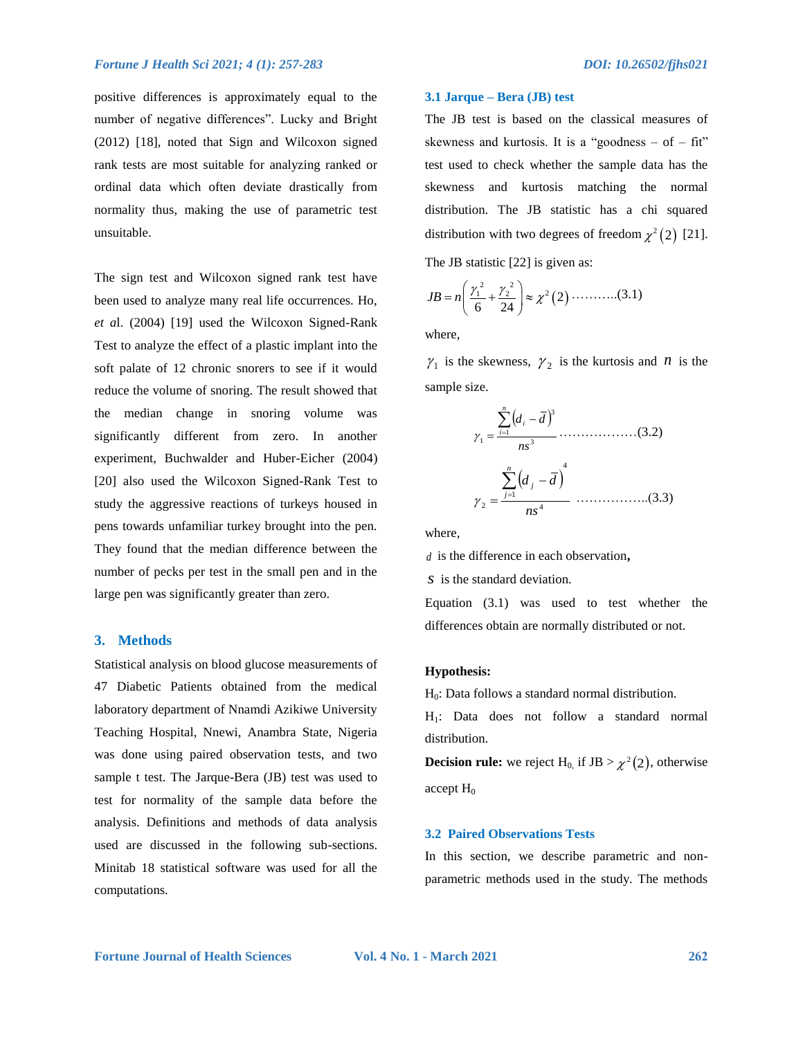positive differences is approximately equal to the number of negative differences". Lucky and Bright (2012) [18], noted that Sign and Wilcoxon signed rank tests are most suitable for analyzing ranked or ordinal data which often deviate drastically from normality thus, making the use of parametric test unsuitable.

The sign test and Wilcoxon signed rank test have been used to analyze many real life occurrences. Ho, *et a*l. (2004) [19] used the Wilcoxon Signed-Rank Test to analyze the effect of a plastic implant into the soft palate of 12 chronic snorers to see if it would reduce the volume of snoring. The result showed that the median change in snoring volume was significantly different from zero. In another experiment, Buchwalder and Huber-Eicher (2004) [20] also used the Wilcoxon Signed-Rank Test to study the aggressive reactions of turkeys housed in pens towards unfamiliar turkey brought into the pen. They found that the median difference between the number of pecks per test in the small pen and in the large pen was significantly greater than zero.

## 3. Methods

Statistical analysis on blood glucose measurements of 47 Diabetic Patients obtained from the medical laboratory department of Nnamdi Azikiwe University Teaching Hospital, Nnewi, Anambra State, Nigeria was done using paired observation tests, and two sample t test. The Jarque-Bera (JB) test was used to test for normality of the sample data before the analysis. Definitions and methods of data analysis used are discussed in the following sub-sections. Minitab 18 statistical software was used for all the computations.

### 3.1 Jarque – Bera (JB) test

The JB test is based on the classical measures of skewness and kurtosis. It is a "goodness – of – fit" test used to check whether the sample data has the skewness and kurtosis matching the normal distribution. The JB statistic has a chi squared distribution with two degrees of freedom $\chi^2(2)$ [21].

The JB statistic [22] is given as:

$$JB = n\left(\frac{\gamma_1^2}{6} + \frac{\gamma_2^2}{24}\right) \approx \chi^2(2) \quad \text{..........(3.1)}$$

where,

$\gamma_1$ is the skewness, $\gamma_2$ is the kurtosis and $n$ is the sample size.

$$\gamma_1 = \frac{\sum_{i=1}^{n}\left(d_i - \bar{d}\right)^3}{ns^3} \quad \text{.................(3.2)}$$

$$\gamma_2 = \frac{\sum_{j=1}^{n}\left(d_j - \bar{d}\right)^4}{ns^4} \quad \text{................(3.3)}$$

where,

$d$ is the difference in each observation**,**

$s$ is the standard deviation.

Equation (3.1) was used to test whether the differences obtain are normally distributed or not.

**Hypothesis:**

$H_0$: Data follows a standard normal distribution.

$H_1$: Data does not follow a standard normal distribution.

**Decision rule:** we reject $H_0$, if JB > $\chi^2(2)$, otherwise accept $H_0$

### 3.2 Paired Observations Tests

In this section, we describe parametric and non-parametric methods used in the study. The methods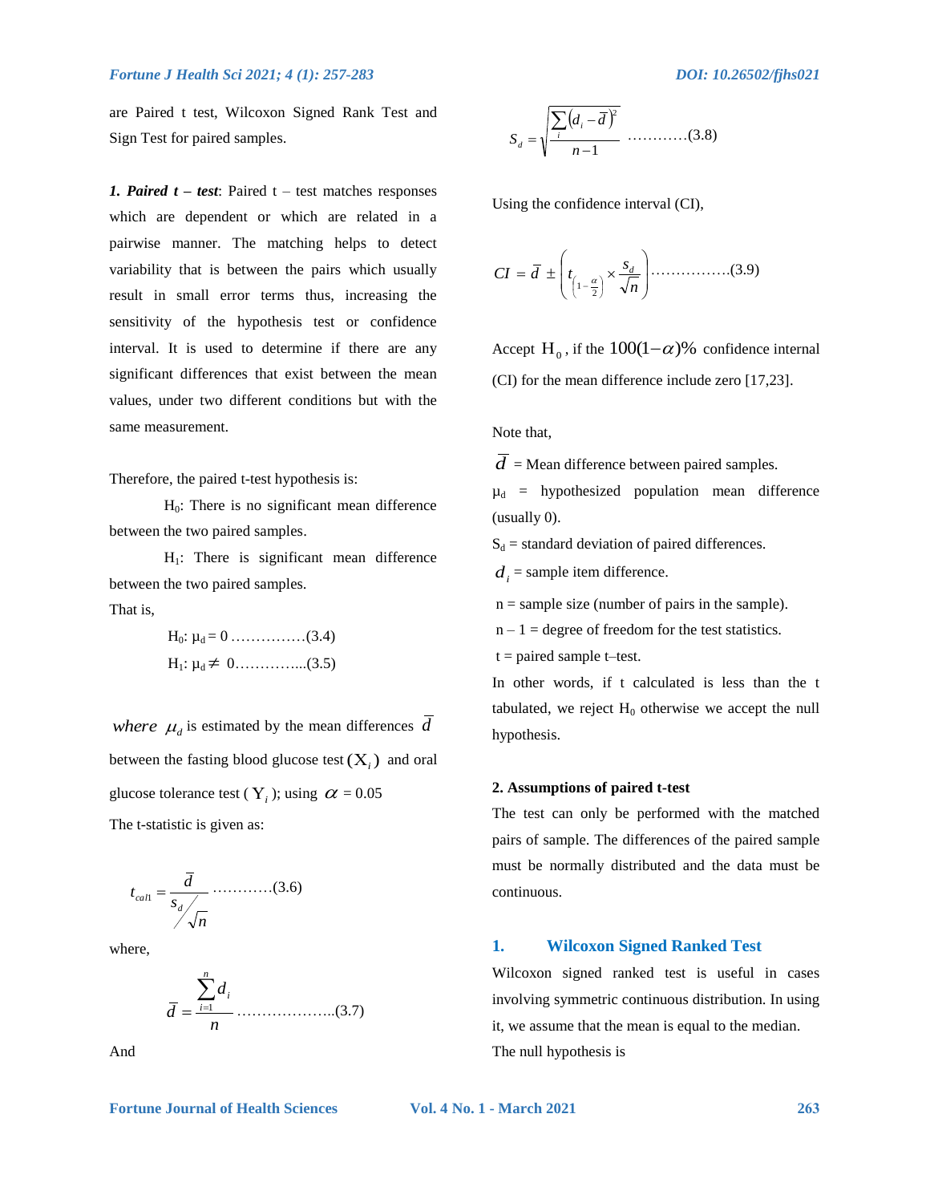are Paired t test, Wilcoxon Signed Rank Test and Sign Test for paired samples.

***1. Paired t – test***: Paired t – test matches responses which are dependent or which are related in a pairwise manner. The matching helps to detect variability that is between the pairs which usually result in small error terms thus, increasing the sensitivity of the hypothesis test or confidence interval. It is used to determine if there are any significant differences that exist between the mean values, under two different conditions but with the same measurement.

Therefore, the paired t-test hypothesis is:

$H_0$: There is no significant mean difference between the two paired samples.

$H_1$: There is significant mean difference between the two paired samples.

That is,

$$H_0: \mu_d = 0 \quad \text{……………(3.4)}$$

$$H_1: \mu_d \neq 0 \quad \text{…………...(3.5)}$$

*where* $\mu_d$ is estimated by the mean differences $\bar{d}$ between the fasting blood glucose test $(X_i)$ and oral glucose tolerance test ($Y_i$); using $\alpha = 0.05$

The t-statistic is given as:

$$t_{cal1} = \frac{\bar{d}}{s_d / \sqrt{n}} \quad \text{…………(3.6)}$$

where,

$$\bar{d} = \frac{\sum_{i=1}^{n} d_i}{n} \quad \text{………………..(3.7)}$$

And

$$S_d = \sqrt{\frac{\sum_i \left(d_i - \bar{d}\right)^2}{n-1}} \quad \text{…………(3.8)}$$

Using the confidence interval (CI),

$$CI = \bar{d} \pm \left( t_{\left(1-\frac{\alpha}{2}\right)} \times \frac{s_d}{\sqrt{n}} \right) \quad \text{…………….(3.9)}$$

Accept $H_0$, if the $100(1-\alpha)\%$ confidence internal (CI) for the mean difference include zero [17,23].

Note that,

$\bar{d}$ = Mean difference between paired samples.

$\mu_d$ = hypothesized population mean difference (usually 0).

$S_d$ = standard deviation of paired differences.

$d_i$ = sample item difference.

n = sample size (number of pairs in the sample).

n – 1 = degree of freedom for the test statistics.

t = paired sample t–test.

In other words, if t calculated is less than the t tabulated, we reject $H_0$ otherwise we accept the null hypothesis.

**2. Assumptions of paired t-test**

The test can only be performed with the matched pairs of sample. The differences of the paired sample must be normally distributed and the data must be continuous.

### 1. Wilcoxon Signed Ranked Test

Wilcoxon signed ranked test is useful in cases involving symmetric continuous distribution. In using it, we assume that the mean is equal to the median.

The null hypothesis is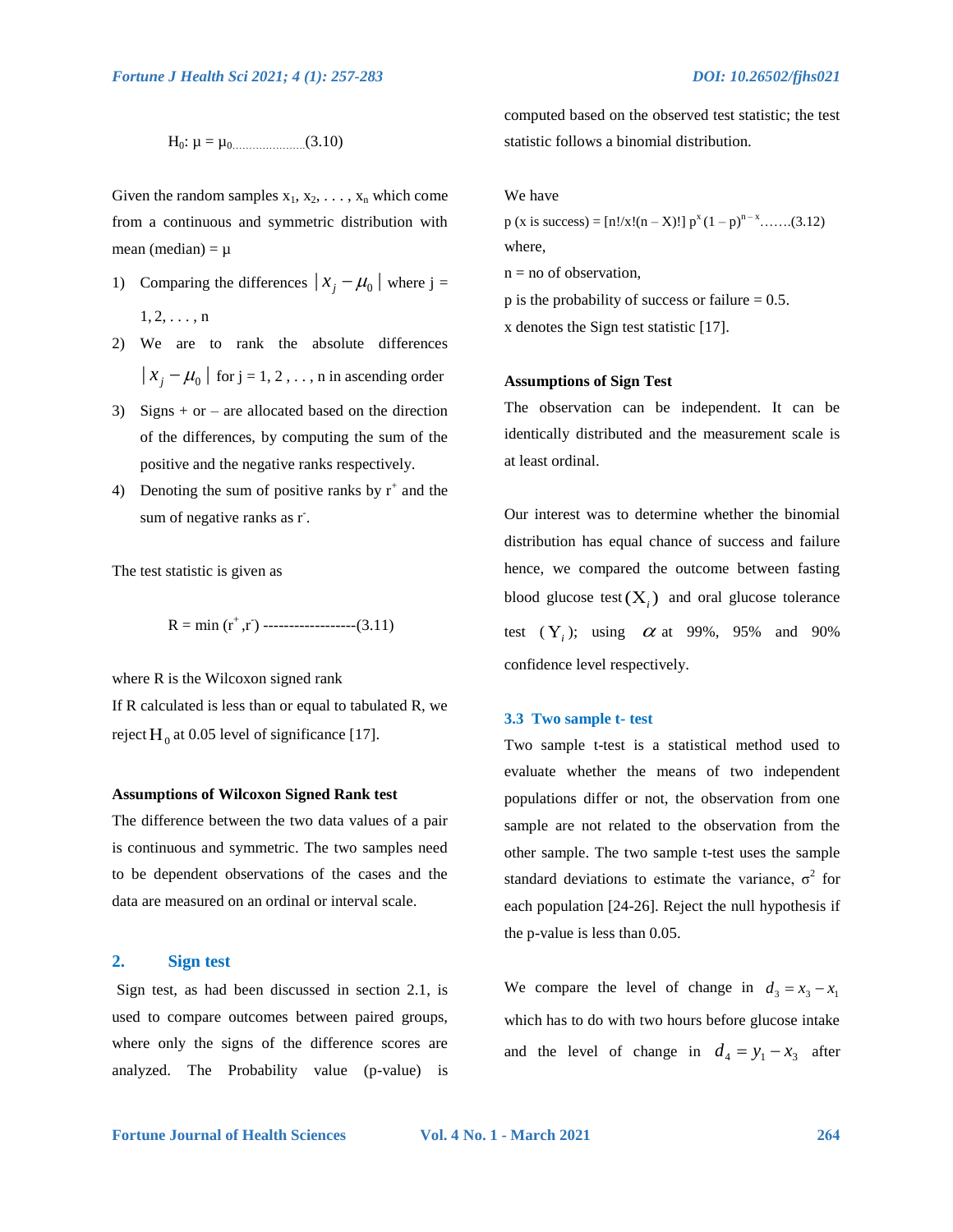$$H_0: \mu = \mu_0 \qquad (3.10)$$

Given the random samples $x_1, x_2, \ldots, x_n$ which come from a continuous and symmetric distribution with mean (median) = $\mu$

1) Comparing the differences $|x_j - \mu_0|$ where j = 1, 2, . . . , n
2) We are to rank the absolute differences $|x_j - \mu_0|$ for j = 1, 2 , . . . , n in ascending order
3) Signs + or – are allocated based on the direction of the differences, by computing the sum of the positive and the negative ranks respectively.
4) Denoting the sum of positive ranks by $r^+$ and the sum of negative ranks as $r^-$.

The test statistic is given as

$$R = \min(r^+, r^-) \qquad (3.11)$$

where R is the Wilcoxon signed rank

If R calculated is less than or equal to tabulated R, we reject $H_0$ at 0.05 level of significance [17].

**Assumptions of Wilcoxon Signed Rank test**

The difference between the two data values of a pair is continuous and symmetric. The two samples need to be dependent observations of the cases and the data are measured on an ordinal or interval scale.

## 2. Sign test

Sign test, as had been discussed in section 2.1, is used to compare outcomes between paired groups, where only the signs of the difference scores are analyzed. The Probability value (p-value) is computed based on the observed test statistic; the test statistic follows a binomial distribution.

We have

$$p\,(x \text{ is success}) = [n!/x!(n - X)!]\, p^x (1 - p)^{n-x} \qquad (3.12)$$

where,

n = no of observation,

p is the probability of success or failure = 0.5.

x denotes the Sign test statistic [17].

**Assumptions of Sign Test**

The observation can be independent. It can be identically distributed and the measurement scale is at least ordinal.

Our interest was to determine whether the binomial distribution has equal chance of success and failure hence, we compared the outcome between fasting blood glucose test $(X_i)$ and oral glucose tolerance test $(Y_i)$; using $\alpha$ at 99%, 95% and 90% confidence level respectively.

### 3.3 Two sample t- test

Two sample t-test is a statistical method used to evaluate whether the means of two independent populations differ or not, the observation from one sample are not related to the observation from the other sample. The two sample t-test uses the sample standard deviations to estimate the variance, $\sigma^2$ for each population [24-26]. Reject the null hypothesis if the p-value is less than 0.05.

We compare the level of change in $d_3 = x_3 - x_1$ which has to do with two hours before glucose intake and the level of change in $d_4 = y_1 - x_3$ after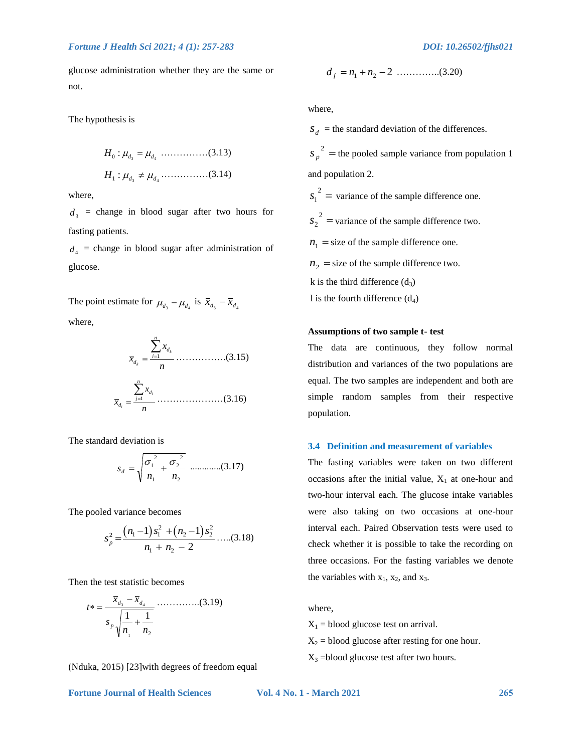glucose administration whether they are the same or not.

The hypothesis is

$$H_0 : \mu_{d_3} = \mu_{d_4} \text{ ……………(3.13)}$$

$$H_1 : \mu_{d_3} \neq \mu_{d_4} \text{ ……………(3.14)}$$

where,

$d_3$ = change in blood sugar after two hours for fasting patients.

$d_4$ = change in blood sugar after administration of glucose.

The point estimate for $\mu_{d_3} - \mu_{d_4}$ is $\bar{x}_{d_3} - \bar{x}_{d_4}$

where,

$$\bar{x}_{d_k} = \frac{\sum_{i=1}^{n} x_{d_k}}{n} \text{ ……………..(3.15)}$$

$$\bar{x}_{d_l} = \frac{\sum_{j=1}^{n} x_{d_l}}{n} \text{ …………………(3.16)}$$

The standard deviation is

$$s_d = \sqrt{\frac{\sigma_1^{\ 2}}{n_1} + \frac{\sigma_2^{\ 2}}{n_2}} \text{ ............(3.17)}$$

The pooled variance becomes

$$s_p^2 = \frac{(n_1 - 1)s_1^2 + (n_2 - 1)s_2^2}{n_1 + n_2 - 2} \text{ …..(3.18)}$$

Then the test statistic becomes

$$t* = \frac{\bar{x}_{d_3} - \bar{x}_{d_4}}{s_p\sqrt{\frac{1}{n_1} + \frac{1}{n_2}}} \text{ …………..(3.19)}$$

(Nduka, 2015) [23]with degrees of freedom equal

$$d_f = n_1 + n_2 - 2 \text{ …………..(3.20)}$$

where,

$s_d$ = the standard deviation of the differences.

$s_p^{\ 2}$ = the pooled sample variance from population 1 and population 2.

$s_1^{\ 2}$ = variance of the sample difference one.

$s_2^{\ 2}$ = variance of the sample difference two.

$n_1$ = size of the sample difference one.

$n_2$ = size of the sample difference two.

k is the third difference ($d_3$)

l is the fourth difference ($d_4$)

**Assumptions of two sample t- test**

The data are continuous, they follow normal distribution and variances of the two populations are equal. The two samples are independent and both are simple random samples from their respective population.

### 3.4 Definition and measurement of variables

The fasting variables were taken on two different occasions after the initial value, $X_1$ at one-hour and two-hour interval each. The glucose intake variables were also taking on two occasions at one-hour interval each. Paired Observation tests were used to check whether it is possible to take the recording on three occasions. For the fasting variables we denote the variables with $x_1$, $x_2$, and $x_3$.

where,

$X_1$ = blood glucose test on arrival.

$X_2$ = blood glucose after resting for one hour.

$X_3$ =blood glucose test after two hours.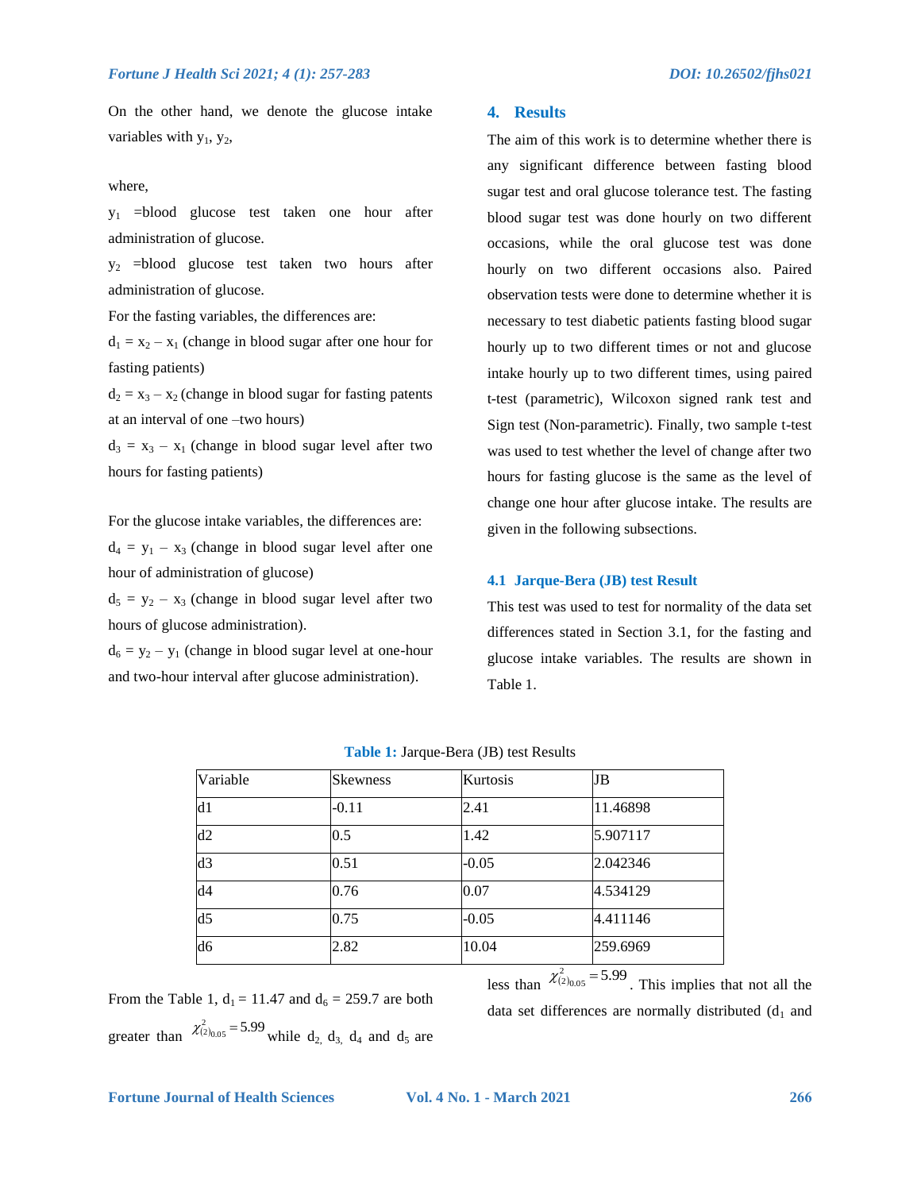On the other hand, we denote the glucose intake variables with $y_1$, $y_2$,

where,

$y_1$ =blood glucose test taken one hour after administration of glucose.

$y_2$ =blood glucose test taken two hours after administration of glucose.

For the fasting variables, the differences are:

$d_1 = x_2 - x_1$ (change in blood sugar after one hour for fasting patients)

$d_2 = x_3 - x_2$ (change in blood sugar for fasting patents at an interval of one –two hours)

$d_3 = x_3 - x_1$ (change in blood sugar level after two hours for fasting patients)

For the glucose intake variables, the differences are:

$d_4 = y_1 - x_3$ (change in blood sugar level after one hour of administration of glucose)

$d_5 = y_2 - x_3$ (change in blood sugar level after two hours of glucose administration).

$d_6 = y_2 - y_1$ (change in blood sugar level at one-hour and two-hour interval after glucose administration).

## 4. Results

The aim of this work is to determine whether there is any significant difference between fasting blood sugar test and oral glucose tolerance test. The fasting blood sugar test was done hourly on two different occasions, while the oral glucose test was done hourly on two different occasions also. Paired observation tests were done to determine whether it is necessary to test diabetic patients fasting blood sugar hourly up to two different times or not and glucose intake hourly up to two different times, using paired t-test (parametric), Wilcoxon signed rank test and Sign test (Non-parametric). Finally, two sample t-test was used to test whether the level of change after two hours for fasting glucose is the same as the level of change one hour after glucose intake. The results are given in the following subsections.

### 4.1 Jarque-Bera (JB) test Result

This test was used to test for normality of the data set differences stated in Section 3.1, for the fasting and glucose intake variables. The results are shown in Table 1.

**Table 1:** Jarque-Bera (JB) test Results

| Variable | Skewness | Kurtosis | JB |
|---|---|---|---|
| d1 | -0.11 | 2.41 | 11.46898 |
| d2 | 0.5 | 1.42 | 5.907117 |
| d3 | 0.51 | -0.05 | 2.042346 |
| d4 | 0.76 | 0.07 | 4.534129 |
| d5 | 0.75 | -0.05 | 4.411146 |
| d6 | 2.82 | 10.04 | 259.6969 |

From the Table 1, $d_1 = 11.47$ and $d_6 = 259.7$ are both greater than $\chi^2_{(2)_{0.05}} = 5.99$ while $d_2$, $d_3$, $d_4$ and $d_5$ are less than $\chi^2_{(2)_{0.05}} = 5.99$. This implies that not all the data set differences are normally distributed ($d_1$ and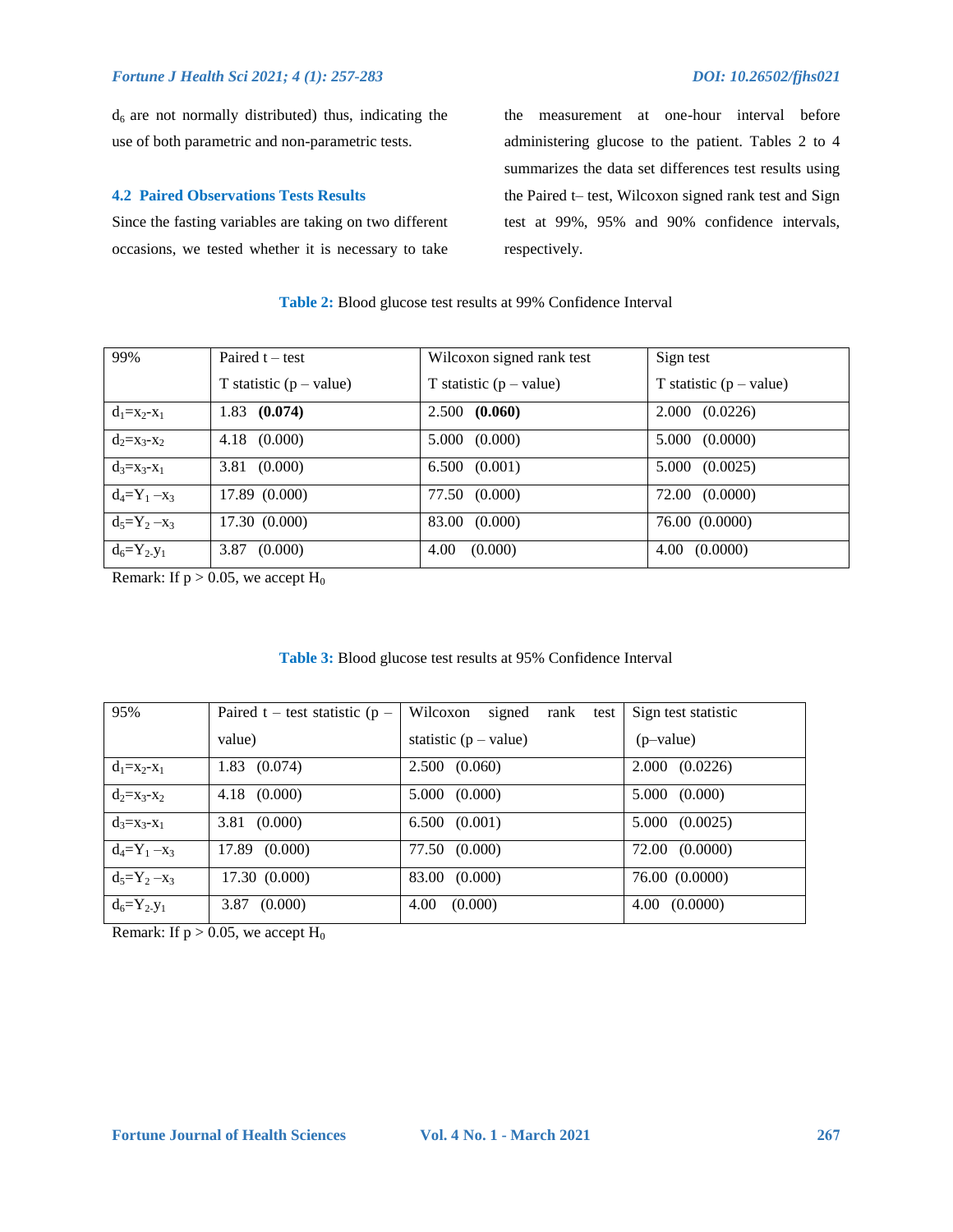$d_6$ are not normally distributed) thus, indicating the use of both parametric and non-parametric tests.

### 4.2 Paired Observations Tests Results

Since the fasting variables are taking on two different occasions, we tested whether it is necessary to take the measurement at one-hour interval before administering glucose to the patient. Tables 2 to 4 summarizes the data set differences test results using the Paired t– test, Wilcoxon signed rank test and Sign test at 99%, 95% and 90% confidence intervals, respectively.

**Table 2:** Blood glucose test results at 99% Confidence Interval

| 99% | Paired t – test<br>T statistic (p – value) | Wilcoxon signed rank test<br>T statistic (p – value) | Sign test<br>T statistic (p – value) |
|---|---|---|---|
| $d_1=x_2-x_1$ | 1.83 **(0.074)** | 2.500 **(0.060)** | 2.000 (0.0226) |
| $d_2=x_3-x_2$ | 4.18 (0.000) | 5.000 (0.000) | 5.000 (0.0000) |
| $d_3=x_3-x_1$ | 3.81 (0.000) | 6.500 (0.001) | 5.000 (0.0025) |
| $d_4=Y_1-x_3$ | 17.89 (0.000) | 77.50 (0.000) | 72.00 (0.0000) |
| $d_5=Y_2-x_3$ | 17.30 (0.000) | 83.00 (0.000) | 76.00 (0.0000) |
| $d_6=Y_2.y_1$ | 3.87 (0.000) | 4.00 (0.000) | 4.00 (0.0000) |

Remark: If $p > 0.05$, we accept $H_0$

**Table 3:** Blood glucose test results at 95% Confidence Interval

| 95% | Paired t – test statistic (p – value) | Wilcoxon signed rank test statistic (p – value) | Sign test statistic (p–value) |
|---|---|---|---|
| $d_1=x_2-x_1$ | 1.83 (0.074) | 2.500 (0.060) | 2.000 (0.0226) |
| $d_2=x_3-x_2$ | 4.18 (0.000) | 5.000 (0.000) | 5.000 (0.000) |
| $d_3=x_3-x_1$ | 3.81 (0.000) | 6.500 (0.001) | 5.000 (0.0025) |
| $d_4=Y_1-x_3$ | 17.89 (0.000) | 77.50 (0.000) | 72.00 (0.0000) |
| $d_5=Y_2-x_3$ | 17.30 (0.000) | 83.00 (0.000) | 76.00 (0.0000) |
| $d_6=Y_2.y_1$ | 3.87 (0.000) | 4.00 (0.000) | 4.00 (0.0000) |

Remark: If $p > 0.05$, we accept $H_0$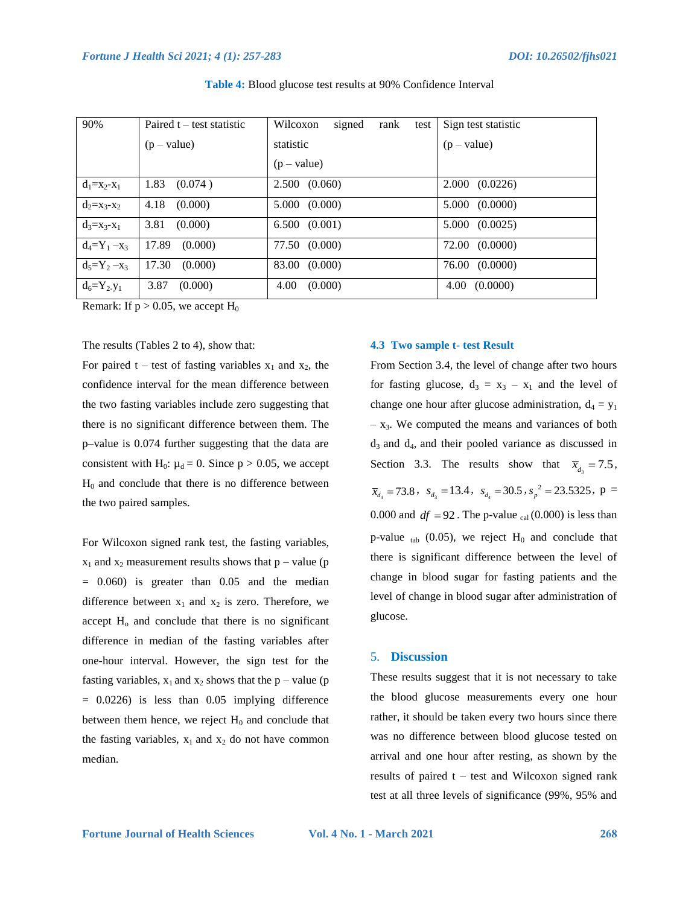**Table 4:** Blood glucose test results at 90% Confidence Interval

| 90% | Paired t – test statistic (p – value) | Wilcoxon signed rank test statistic (p – value) | Sign test statistic (p – value) |
|---|---|---|---|
| $d_1=x_2-x_1$ | 1.83 (0.074 ) | 2.500 (0.060) | 2.000 (0.0226) |
| $d_2=x_3-x_2$ | 4.18 (0.000) | 5.000 (0.000) | 5.000 (0.0000) |
| $d_3=x_3-x_1$ | 3.81 (0.000) | 6.500 (0.001) | 5.000 (0.0025) |
| $d_4=Y_1-x_3$ | 17.89 (0.000) | 77.50 (0.000) | 72.00 (0.0000) |
| $d_5=Y_2-x_3$ | 17.30 (0.000) | 83.00 (0.000) | 76.00 (0.0000) |
| $d_6=Y_2.y_1$ | 3.87 (0.000) | 4.00 (0.000) | 4.00 (0.0000) |

Remark: If $p > 0.05$, we accept $H_0$

The results (Tables 2 to 4), show that:

For paired t – test of fasting variables $x_1$ and $x_2$, the confidence interval for the mean difference between the two fasting variables include zero suggesting that there is no significant difference between them. The p–value is 0.074 further suggesting that the data are consistent with $H_0$: $\mu_d = 0$. Since $p > 0.05$, we accept $H_0$ and conclude that there is no difference between the two paired samples.

For Wilcoxon signed rank test, the fasting variables, $x_1$ and $x_2$ measurement results shows that p – value ($p = 0.060$) is greater than 0.05 and the median difference between $x_1$ and $x_2$ is zero. Therefore, we accept $H_o$ and conclude that there is no significant difference in median of the fasting variables after one-hour interval. However, the sign test for the fasting variables, $x_1$ and $x_2$ shows that the p – value ($p = 0.0226$) is less than 0.05 implying difference between them hence, we reject $H_0$ and conclude that the fasting variables, $x_1$ and $x_2$ do not have common median.

### 4.3 Two sample t- test Result

From Section 3.4, the level of change after two hours for fasting glucose, $d_3 = x_3 - x_1$ and the level of change one hour after glucose administration, $d_4 = y_1 - x_3$. We computed the means and variances of both $d_3$ and $d_4$, and their pooled variance as discussed in Section 3.3. The results show that $\bar{x}_{d_3} = 7.5$, $\bar{x}_{d_4} = 73.8$, $s_{d_3} = 13.4$, $s_{d_4} = 30.5$, $s_p^2 = 23.5325$, p = 0.000 and $df = 92$. The p-value $_{cal}$ (0.000) is less than p-value $_{tab}$ (0.05), we reject $H_0$ and conclude that there is significant difference between the level of change in blood sugar for fasting patients and the level of change in blood sugar after administration of glucose.

## 5. Discussion

These results suggest that it is not necessary to take the blood glucose measurements every one hour rather, it should be taken every two hours since there was no difference between blood glucose tested on arrival and one hour after resting, as shown by the results of paired t – test and Wilcoxon signed rank test at all three levels of significance (99%, 95% and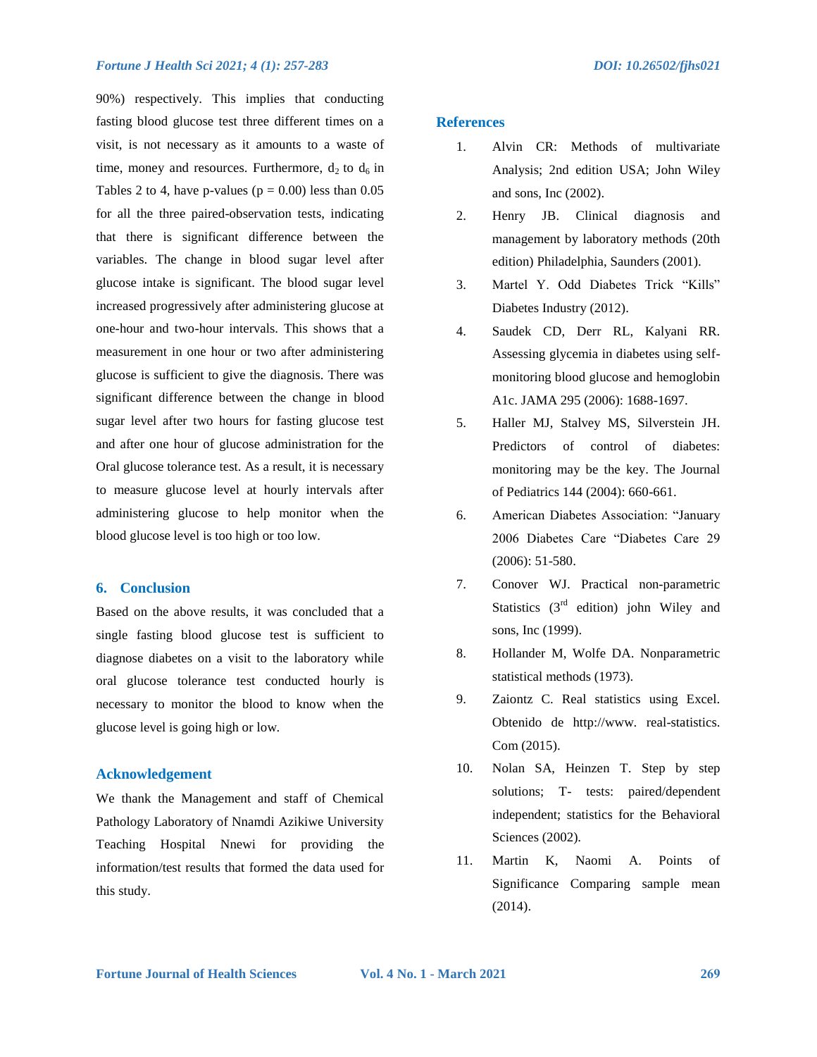90%) respectively. This implies that conducting fasting blood glucose test three different times on a visit, is not necessary as it amounts to a waste of time, money and resources. Furthermore, $d_2$ to $d_6$ in Tables 2 to 4, have p-values ($p = 0.00$) less than 0.05 for all the three paired-observation tests, indicating that there is significant difference between the variables. The change in blood sugar level after glucose intake is significant. The blood sugar level increased progressively after administering glucose at one-hour and two-hour intervals. This shows that a measurement in one hour or two after administering glucose is sufficient to give the diagnosis. There was significant difference between the change in blood sugar level after two hours for fasting glucose test and after one hour of glucose administration for the Oral glucose tolerance test. As a result, it is necessary to measure glucose level at hourly intervals after administering glucose to help monitor when the blood glucose level is too high or too low.

## 6. Conclusion

Based on the above results, it was concluded that a single fasting blood glucose test is sufficient to diagnose diabetes on a visit to the laboratory while oral glucose tolerance test conducted hourly is necessary to monitor the blood to know when the glucose level is going high or low.

## Acknowledgement

We thank the Management and staff of Chemical Pathology Laboratory of Nnamdi Azikiwe University Teaching Hospital Nnewi for providing the information/test results that formed the data used for this study.

## References

1. Alvin CR: Methods of multivariate Analysis; 2nd edition USA; John Wiley and sons, Inc (2002).
2. Henry JB. Clinical diagnosis and management by laboratory methods (20th edition) Philadelphia, Saunders (2001).
3. Martel Y. Odd Diabetes Trick "Kills" Diabetes Industry (2012).
4. Saudek CD, Derr RL, Kalyani RR. Assessing glycemia in diabetes using self-monitoring blood glucose and hemoglobin A1c. JAMA 295 (2006): 1688-1697.
5. Haller MJ, Stalvey MS, Silverstein JH. Predictors of control of diabetes: monitoring may be the key. The Journal of Pediatrics 144 (2004): 660-661.
6. American Diabetes Association: "January 2006 Diabetes Care "Diabetes Care 29 (2006): 51-580.
7. Conover WJ. Practical non-parametric Statistics (3rd edition) john Wiley and sons, Inc (1999).
8. Hollander M, Wolfe DA. Nonparametric statistical methods (1973).
9. Zaiontz C. Real statistics using Excel. Obtenido de http://www. real-statistics. Com (2015).
10. Nolan SA, Heinzen T. Step by step solutions; T- tests: paired/dependent independent; statistics for the Behavioral Sciences (2002).
11. Martin K, Naomi A. Points of Significance Comparing sample mean (2014).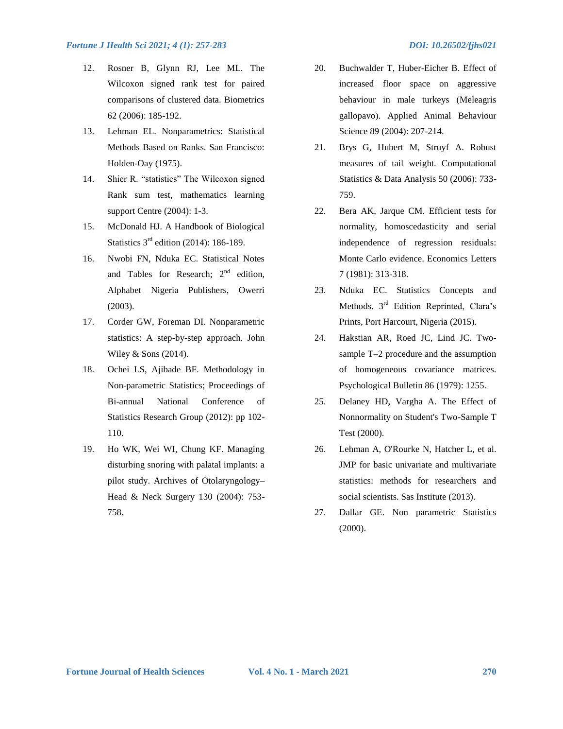12. Rosner B, Glynn RJ, Lee ML. The Wilcoxon signed rank test for paired comparisons of clustered data. Biometrics 62 (2006): 185-192.
13. Lehman EL. Nonparametrics: Statistical Methods Based on Ranks. San Francisco: Holden-Oay (1975).
14. Shier R. "statistics" The Wilcoxon signed Rank sum test, mathematics learning support Centre (2004): 1-3.
15. McDonald HJ. A Handbook of Biological Statistics 3rd edition (2014): 186-189.
16. Nwobi FN, Nduka EC. Statistical Notes and Tables for Research; 2nd edition, Alphabet Nigeria Publishers, Owerri (2003).
17. Corder GW, Foreman DI. Nonparametric statistics: A step-by-step approach. John Wiley & Sons (2014).
18. Ochei LS, Ajibade BF. Methodology in Non-parametric Statistics; Proceedings of Bi-annual National Conference of Statistics Research Group (2012): pp 102-110.
19. Ho WK, Wei WI, Chung KF. Managing disturbing snoring with palatal implants: a pilot study. Archives of Otolaryngology–Head & Neck Surgery 130 (2004): 753-758.
20. Buchwalder T, Huber-Eicher B. Effect of increased floor space on aggressive behaviour in male turkeys (Meleagris gallopavo). Applied Animal Behaviour Science 89 (2004): 207-214.
21. Brys G, Hubert M, Struyf A. Robust measures of tail weight. Computational Statistics & Data Analysis 50 (2006): 733-759.
22. Bera AK, Jarque CM. Efficient tests for normality, homoscedasticity and serial independence of regression residuals: Monte Carlo evidence. Economics Letters 7 (1981): 313-318.
23. Nduka EC. Statistics Concepts and Methods. 3rd Edition Reprinted, Clara's Prints, Port Harcourt, Nigeria (2015).
24. Hakstian AR, Roed JC, Lind JC. Two-sample T–2 procedure and the assumption of homogeneous covariance matrices. Psychological Bulletin 86 (1979): 1255.
25. Delaney HD, Vargha A. The Effect of Nonnormality on Student's Two-Sample T Test (2000).
26. Lehman A, O'Rourke N, Hatcher L, et al. JMP for basic univariate and multivariate statistics: methods for researchers and social scientists. Sas Institute (2013).
27. Dallar GE. Non parametric Statistics (2000).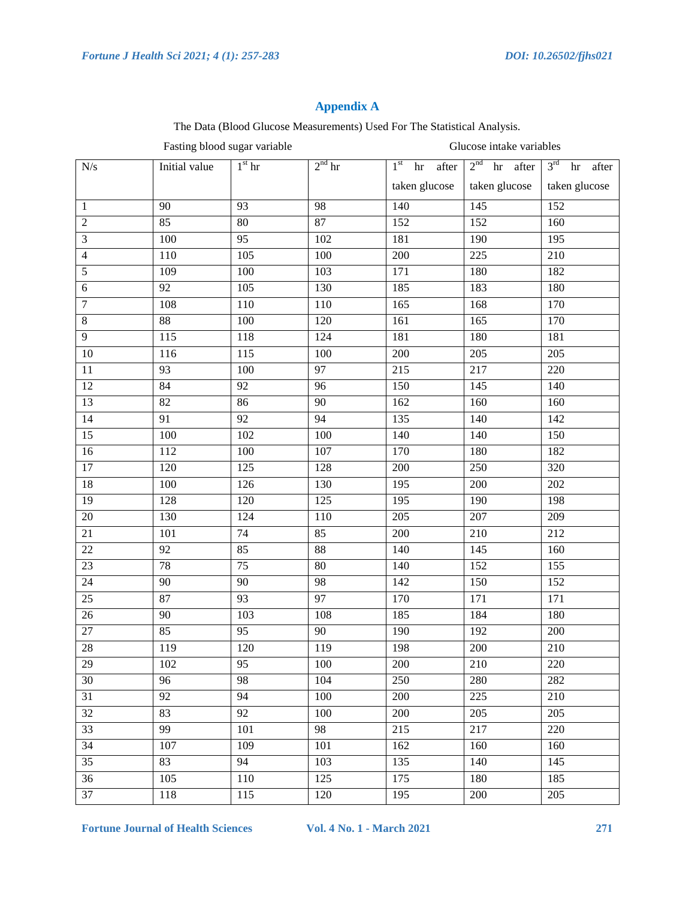## Appendix A

The Data (Blood Glucose Measurements) Used For The Statistical Analysis.

| | Fasting blood sugar variable | | | Glucose intake variables | | |
|---|---|---|---|---|---|---|
| N/s | Initial value | 1st hr | 2nd hr | 1st hr after taken glucose | 2nd hr after taken glucose | 3rd hr after taken glucose |
| 1 | 90 | 93 | 98 | 140 | 145 | 152 |
| 2 | 85 | 80 | 87 | 152 | 152 | 160 |
| 3 | 100 | 95 | 102 | 181 | 190 | 195 |
| 4 | 110 | 105 | 100 | 200 | 225 | 210 |
| 5 | 109 | 100 | 103 | 171 | 180 | 182 |
| 6 | 92 | 105 | 130 | 185 | 183 | 180 |
| 7 | 108 | 110 | 110 | 165 | 168 | 170 |
| 8 | 88 | 100 | 120 | 161 | 165 | 170 |
| 9 | 115 | 118 | 124 | 181 | 180 | 181 |
| 10 | 116 | 115 | 100 | 200 | 205 | 205 |
| 11 | 93 | 100 | 97 | 215 | 217 | 220 |
| 12 | 84 | 92 | 96 | 150 | 145 | 140 |
| 13 | 82 | 86 | 90 | 162 | 160 | 160 |
| 14 | 91 | 92 | 94 | 135 | 140 | 142 |
| 15 | 100 | 102 | 100 | 140 | 140 | 150 |
| 16 | 112 | 100 | 107 | 170 | 180 | 182 |
| 17 | 120 | 125 | 128 | 200 | 250 | 320 |
| 18 | 100 | 126 | 130 | 195 | 200 | 202 |
| 19 | 128 | 120 | 125 | 195 | 190 | 198 |
| 20 | 130 | 124 | 110 | 205 | 207 | 209 |
| 21 | 101 | 74 | 85 | 200 | 210 | 212 |
| 22 | 92 | 85 | 88 | 140 | 145 | 160 |
| 23 | 78 | 75 | 80 | 140 | 152 | 155 |
| 24 | 90 | 90 | 98 | 142 | 150 | 152 |
| 25 | 87 | 93 | 97 | 170 | 171 | 171 |
| 26 | 90 | 103 | 108 | 185 | 184 | 180 |
| 27 | 85 | 95 | 90 | 190 | 192 | 200 |
| 28 | 119 | 120 | 119 | 198 | 200 | 210 |
| 29 | 102 | 95 | 100 | 200 | 210 | 220 |
| 30 | 96 | 98 | 104 | 250 | 280 | 282 |
| 31 | 92 | 94 | 100 | 200 | 225 | 210 |
| 32 | 83 | 92 | 100 | 200 | 205 | 205 |
| 33 | 99 | 101 | 98 | 215 | 217 | 220 |
| 34 | 107 | 109 | 101 | 162 | 160 | 160 |
| 35 | 83 | 94 | 103 | 135 | 140 | 145 |
| 36 | 105 | 110 | 125 | 175 | 180 | 185 |
| 37 | 118 | 115 | 120 | 195 | 200 | 205 |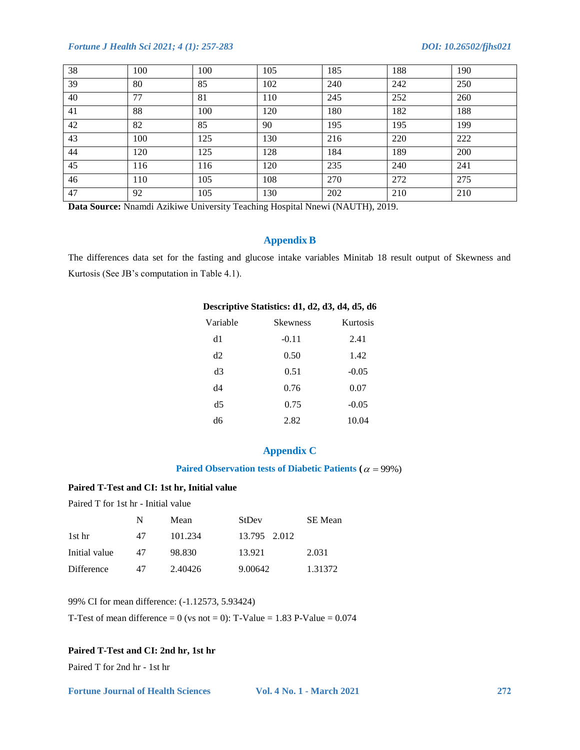| 38 | 100 | 100 | 105 | 185 | 188 | 190 |
|---|---|---|---|---|---|---|
| 39 | 80 | 85 | 102 | 240 | 242 | 250 |
| 40 | 77 | 81 | 110 | 245 | 252 | 260 |
| 41 | 88 | 100 | 120 | 180 | 182 | 188 |
| 42 | 82 | 85 | 90 | 195 | 195 | 199 |
| 43 | 100 | 125 | 130 | 216 | 220 | 222 |
| 44 | 120 | 125 | 128 | 184 | 189 | 200 |
| 45 | 116 | 116 | 120 | 235 | 240 | 241 |
| 46 | 110 | 105 | 108 | 270 | 272 | 275 |
| 47 | 92 | 105 | 130 | 202 | 210 | 210 |

**Data Source:** Nnamdi Azikiwe University Teaching Hospital Nnewi (NAUTH), 2019.

## Appendix B

The differences data set for the fasting and glucose intake variables Minitab 18 result output of Skewness and Kurtosis (See JB's computation in Table 4.1).

**Descriptive Statistics: d1, d2, d3, d4, d5, d6**

| Variable | Skewness | Kurtosis |
|---|---|---|
| d1 | -0.11 | 2.41 |
| d2 | 0.50 | 1.42 |
| d3 | 0.51 | -0.05 |
| d4 | 0.76 | 0.07 |
| d5 | 0.75 | -0.05 |
| d6 | 2.82 | 10.04 |

## Appendix C

### Paired Observation tests of Diabetic Patients ($\alpha = 99\%$)

**Paired T-Test and CI: 1st hr, Initial value**

Paired T for 1st hr - Initial value

| | N | Mean | StDev | SE Mean |
|---|---|---|---|---|
| 1st hr | 47 | 101.234 | 13.795 | 2.012 |
| Initial value | 47 | 98.830 | 13.921 | 2.031 |
| Difference | 47 | 2.40426 | 9.00642 | 1.31372 |

99% CI for mean difference: (-1.12573, 5.93424)

T-Test of mean difference = 0 (vs not = 0): T-Value = 1.83 P-Value = 0.074

**Paired T-Test and CI: 2nd hr, 1st hr**

Paired T for 2nd hr - 1st hr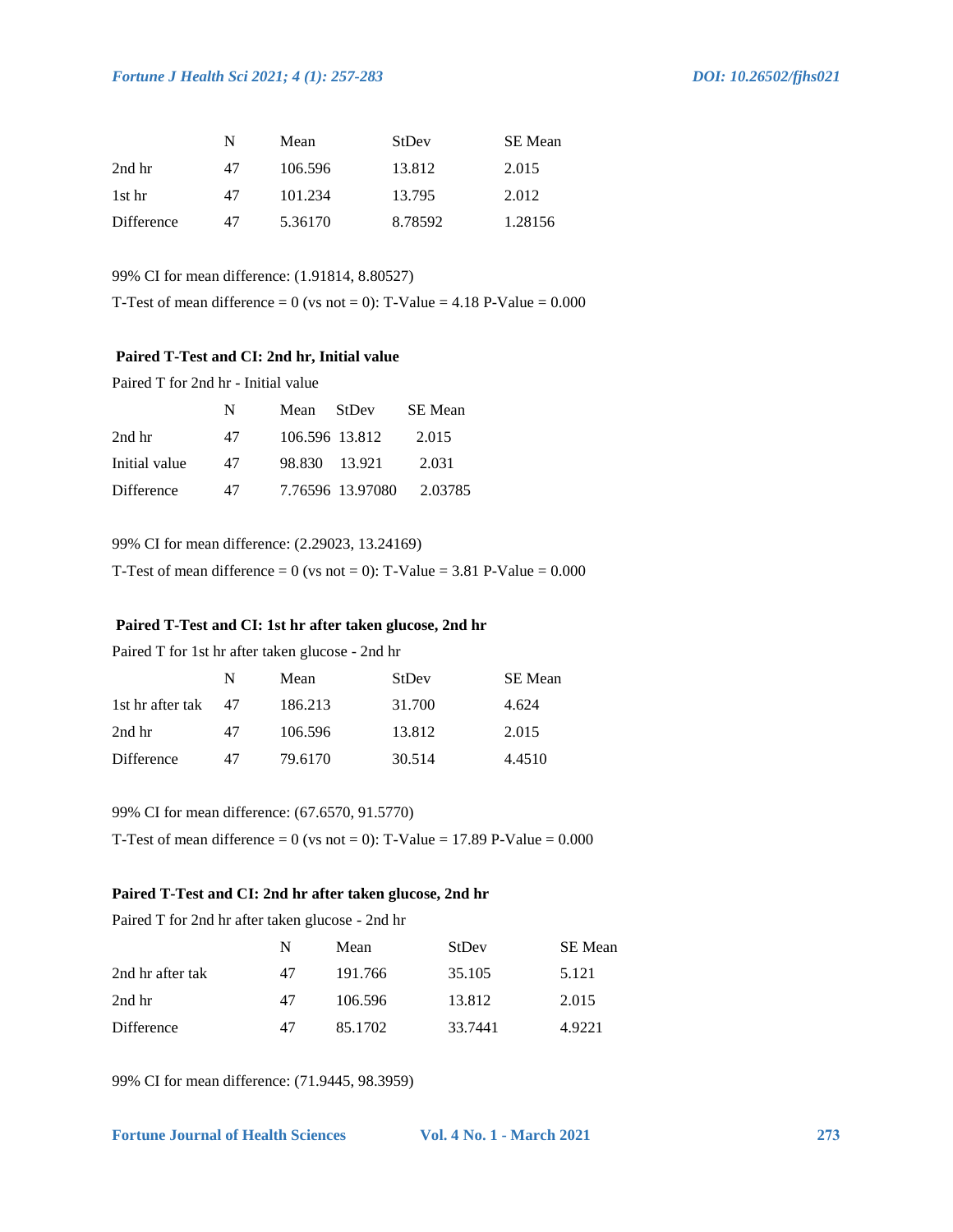|  | N | Mean | StDev | SE Mean |
|---|---|---|---|---|
| 2nd hr | 47 | 106.596 | 13.812 | 2.015 |
| 1st hr | 47 | 101.234 | 13.795 | 2.012 |
| Difference | 47 | 5.36170 | 8.78592 | 1.28156 |

99% CI for mean difference: (1.91814, 8.80527)

T-Test of mean difference = 0 (vs not = 0): T-Value = 4.18 P-Value = 0.000

**Paired T-Test and CI: 2nd hr, Initial value**

Paired T for 2nd hr - Initial value

|  | N | Mean | StDev | SE Mean |
|---|---|---|---|---|
| 2nd hr | 47 | 106.596 | 13.812 | 2.015 |
| Initial value | 47 | 98.830 | 13.921 | 2.031 |
| Difference | 47 | 7.76596 | 13.97080 | 2.03785 |

99% CI for mean difference: (2.29023, 13.24169)

T-Test of mean difference = 0 (vs not = 0): T-Value = 3.81 P-Value = 0.000

**Paired T-Test and CI: 1st hr after taken glucose, 2nd hr**

Paired T for 1st hr after taken glucose - 2nd hr

|  | N | Mean | StDev | SE Mean |
|---|---|---|---|---|
| 1st hr after tak | 47 | 186.213 | 31.700 | 4.624 |
| 2nd hr | 47 | 106.596 | 13.812 | 2.015 |
| Difference | 47 | 79.6170 | 30.514 | 4.4510 |

99% CI for mean difference: (67.6570, 91.5770)

T-Test of mean difference = 0 (vs not = 0): T-Value = 17.89 P-Value = 0.000

**Paired T-Test and CI: 2nd hr after taken glucose, 2nd hr**

Paired T for 2nd hr after taken glucose - 2nd hr

|  | N | Mean | StDev | SE Mean |
|---|---|---|---|---|
| 2nd hr after tak | 47 | 191.766 | 35.105 | 5.121 |
| 2nd hr | 47 | 106.596 | 13.812 | 2.015 |
| Difference | 47 | 85.1702 | 33.7441 | 4.9221 |

99% CI for mean difference: (71.9445, 98.3959)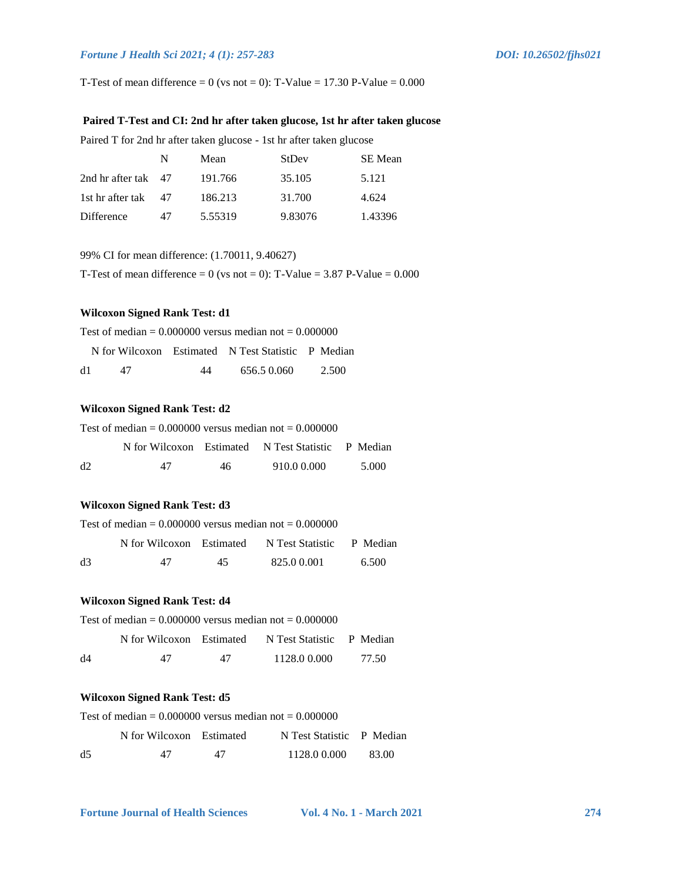T-Test of mean difference = 0 (vs not = 0): T-Value = 17.30 P-Value = 0.000

**Paired T-Test and CI: 2nd hr after taken glucose, 1st hr after taken glucose**

Paired T for 2nd hr after taken glucose - 1st hr after taken glucose

| | N | Mean | StDev | SE Mean |
|---|---|---|---|---|
| 2nd hr after tak | 47 | 191.766 | 35.105 | 5.121 |
| 1st hr after tak | 47 | 186.213 | 31.700 | 4.624 |
| Difference | 47 | 5.55319 | 9.83076 | 1.43396 |

99% CI for mean difference: (1.70011, 9.40627)

T-Test of mean difference = 0 (vs not = 0): T-Value = 3.87 P-Value = 0.000

**Wilcoxon Signed Rank Test: d1**

Test of median = 0.000000 versus median not = 0.000000

| | N | N for Wilcoxon | Test Statistic | P | Estimated Median |
|---|---|---|---|---|---|
| d1 | 47 | 44 | 656.5 | 0.060 | 2.500 |

**Wilcoxon Signed Rank Test: d2**

Test of median = 0.000000 versus median not = 0.000000

| | N | N for Wilcoxon | Test Statistic | P | Estimated Median |
|---|---|---|---|---|---|
| d2 | 47 | 46 | 910.0 | 0.000 | 5.000 |

**Wilcoxon Signed Rank Test: d3**

Test of median = 0.000000 versus median not = 0.000000

| | N | N for Wilcoxon | Test Statistic | P | Estimated Median |
|---|---|---|---|---|---|
| d3 | 47 | 45 | 825.0 | 0.001 | 6.500 |

**Wilcoxon Signed Rank Test: d4**

Test of median = 0.000000 versus median not = 0.000000

| | N | N for Wilcoxon | Test Statistic | P | Estimated Median |
|---|---|---|---|---|---|
| d4 | 47 | 47 | 1128.0 | 0.000 | 77.50 |

**Wilcoxon Signed Rank Test: d5**

Test of median = 0.000000 versus median not = 0.000000

| | N | N for Wilcoxon | Test Statistic | P | Estimated Median |
|---|---|---|---|---|---|
| d5 | 47 | 47 | 1128.0 | 0.000 | 83.00 |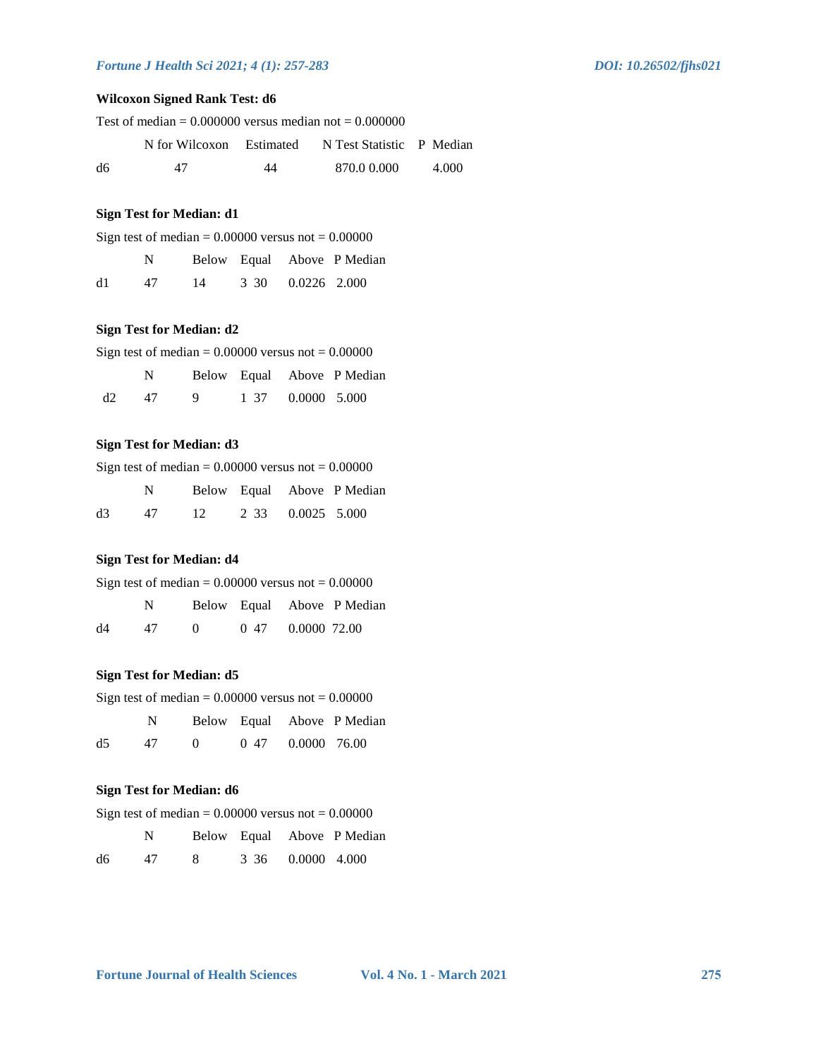**Wilcoxon Signed Rank Test: d6**

Test of median = 0.000000 versus median not = 0.000000

| | N for Wilcoxon | Estimated | N Test Statistic | P Median |
|---|---|---|---|---|
| d6 | 47 | 44 | 870.0 0.000 | 4.000 |

**Sign Test for Median: d1**

Sign test of median = 0.00000 versus not = 0.00000

| | N | Below | Equal | Above P Median |
|---|---|---|---|---|
| d1 | 47 | 14 | 3 30 | 0.0226 2.000 |

**Sign Test for Median: d2**

Sign test of median = 0.00000 versus not = 0.00000

| | N | Below | Equal | Above P Median |
|---|---|---|---|---|
| d2 | 47 | 9 | 1 37 | 0.0000 5.000 |

**Sign Test for Median: d3**

Sign test of median = 0.00000 versus not = 0.00000

| | N | Below | Equal | Above P Median |
|---|---|---|---|---|
| d3 | 47 | 12 | 2 33 | 0.0025 5.000 |

**Sign Test for Median: d4**

Sign test of median = 0.00000 versus not = 0.00000

| | N | Below | Equal | Above P Median |
|---|---|---|---|---|
| d4 | 47 | 0 | 0 47 | 0.0000 72.00 |

**Sign Test for Median: d5**

Sign test of median = 0.00000 versus not = 0.00000

| | N | Below | Equal | Above P Median |
|---|---|---|---|---|
| d5 | 47 | 0 | 0 47 | 0.0000 76.00 |

**Sign Test for Median: d6**

Sign test of median = 0.00000 versus not = 0.00000

| | N | Below | Equal | Above P Median |
|---|---|---|---|---|
| d6 | 47 | 8 | 3 36 | 0.0000 4.000 |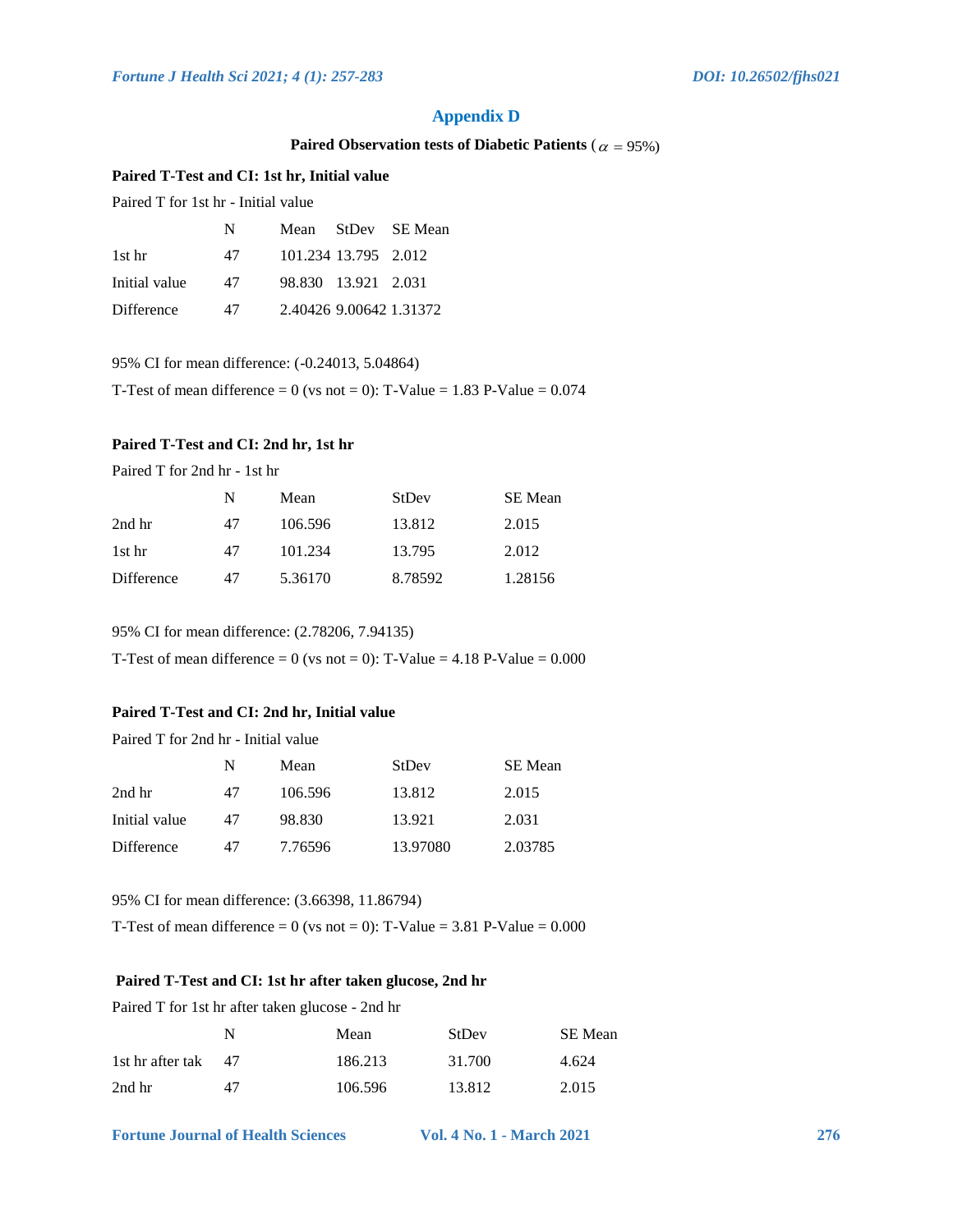## Appendix D

### Paired Observation tests of Diabetic Patients ($\alpha$ = 95%)

**Paired T-Test and CI: 1st hr, Initial value**

Paired T for 1st hr - Initial value

| | N | Mean | StDev | SE Mean |
|---|---|---|---|---|
| 1st hr | 47 | 101.234 | 13.795 | 2.012 |
| Initial value | 47 | 98.830 | 13.921 | 2.031 |
| Difference | 47 | 2.40426 | 9.00642 | 1.31372 |

95% CI for mean difference: (-0.24013, 5.04864)

T-Test of mean difference = 0 (vs not = 0): T-Value = 1.83 P-Value = 0.074

**Paired T-Test and CI: 2nd hr, 1st hr**

Paired T for 2nd hr - 1st hr

| | N | Mean | StDev | SE Mean |
|---|---|---|---|---|
| 2nd hr | 47 | 106.596 | 13.812 | 2.015 |
| 1st hr | 47 | 101.234 | 13.795 | 2.012 |
| Difference | 47 | 5.36170 | 8.78592 | 1.28156 |

95% CI for mean difference: (2.78206, 7.94135)

T-Test of mean difference = 0 (vs not = 0): T-Value = 4.18 P-Value = 0.000

**Paired T-Test and CI: 2nd hr, Initial value**

Paired T for 2nd hr - Initial value

| | N | Mean | StDev | SE Mean |
|---|---|---|---|---|
| 2nd hr | 47 | 106.596 | 13.812 | 2.015 |
| Initial value | 47 | 98.830 | 13.921 | 2.031 |
| Difference | 47 | 7.76596 | 13.97080 | 2.03785 |

95% CI for mean difference: (3.66398, 11.86794)

T-Test of mean difference = 0 (vs not = 0): T-Value = 3.81 P-Value = 0.000

**Paired T-Test and CI: 1st hr after taken glucose, 2nd hr**

Paired T for 1st hr after taken glucose - 2nd hr

| | N | Mean | StDev | SE Mean |
|---|---|---|---|---|
| 1st hr after tak | 47 | 186.213 | 31.700 | 4.624 |
| 2nd hr | 47 | 106.596 | 13.812 | 2.015 |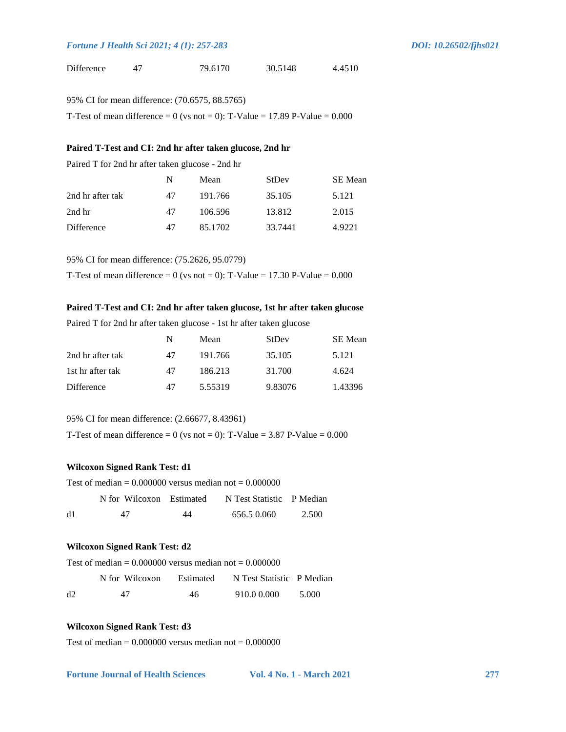| | | | | |
|---|---|---|---|---|
| Difference | 47 | 79.6170 | 30.5148 | 4.4510 |

95% CI for mean difference: (70.6575, 88.5765)

T-Test of mean difference = 0 (vs not = 0): T-Value = 17.89 P-Value = 0.000

**Paired T-Test and CI: 2nd hr after taken glucose, 2nd hr**

Paired T for 2nd hr after taken glucose - 2nd hr

| | N | Mean | StDev | SE Mean |
|---|---|---|---|---|
| 2nd hr after tak | 47 | 191.766 | 35.105 | 5.121 |
| 2nd hr | 47 | 106.596 | 13.812 | 2.015 |
| Difference | 47 | 85.1702 | 33.7441 | 4.9221 |

95% CI for mean difference: (75.2626, 95.0779)

T-Test of mean difference = 0 (vs not = 0): T-Value = 17.30 P-Value = 0.000

**Paired T-Test and CI: 2nd hr after taken glucose, 1st hr after taken glucose**

Paired T for 2nd hr after taken glucose - 1st hr after taken glucose

| | N | Mean | StDev | SE Mean |
|---|---|---|---|---|
| 2nd hr after tak | 47 | 191.766 | 35.105 | 5.121 |
| 1st hr after tak | 47 | 186.213 | 31.700 | 4.624 |
| Difference | 47 | 5.55319 | 9.83076 | 1.43396 |

95% CI for mean difference: (2.66677, 8.43961)

T-Test of mean difference = 0 (vs not = 0): T-Value = 3.87 P-Value = 0.000

**Wilcoxon Signed Rank Test: d1**

Test of median = 0.000000 versus median not = 0.000000

| | N | N for Wilcoxon Test | Statistic | P | Estimated Median |
|---|---|---|---|---|---|
| d1 | 47 | 44 | 656.5 | 0.060 | 2.500 |

**Wilcoxon Signed Rank Test: d2**

Test of median = 0.000000 versus median not = 0.000000

| | N | N for Wilcoxon Test | Statistic | P | Estimated Median |
|---|---|---|---|---|---|
| d2 | 47 | 46 | 910.0 | 0.000 | 5.000 |

**Wilcoxon Signed Rank Test: d3**

Test of median = 0.000000 versus median not = 0.000000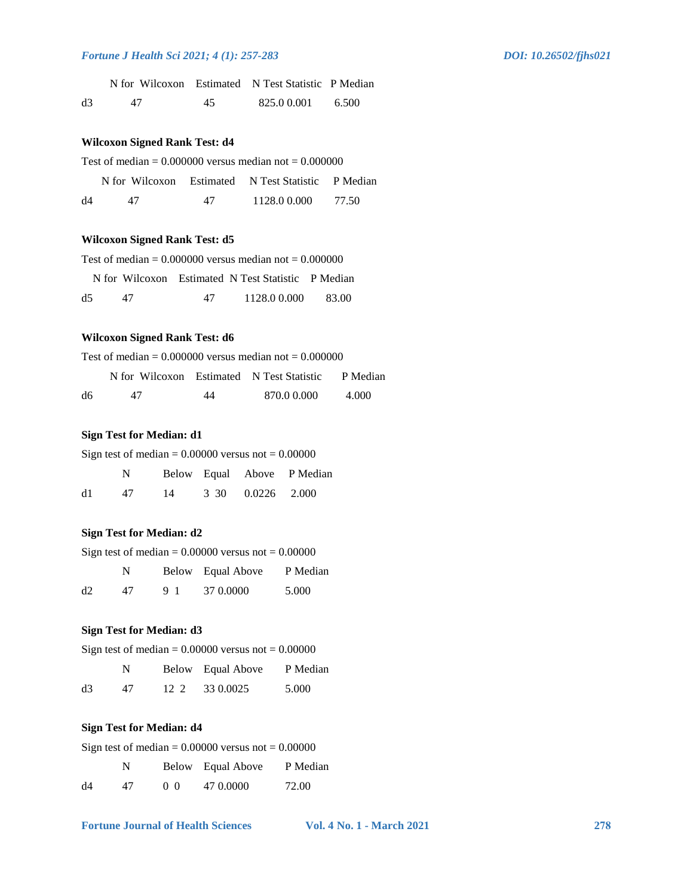|  | N | N for Test | Wilcoxon Statistic | P | Estimated Median |
|---|---|---|---|---|---|
| d3 | 47 | 45 | 825.0 | 0.001 | 6.500 |

**Wilcoxon Signed Rank Test: d4**

Test of median = 0.000000 versus median not = 0.000000

|  | N | N for Test | Wilcoxon Statistic | P | Estimated Median |
|---|---|---|---|---|---|
| d4 | 47 | 47 | 1128.0 | 0.000 | 77.50 |

**Wilcoxon Signed Rank Test: d5**

Test of median = 0.000000 versus median not = 0.000000

|  | N | N for Test | Wilcoxon Statistic | P | Estimated Median |
|---|---|---|---|---|---|
| d5 | 47 | 47 | 1128.0 | 0.000 | 83.00 |

**Wilcoxon Signed Rank Test: d6**

Test of median = 0.000000 versus median not = 0.000000

|  | N | N for Test | Wilcoxon Statistic | P | Estimated Median |
|---|---|---|---|---|---|
| d6 | 47 | 44 | 870.0 | 0.000 | 4.000 |

**Sign Test for Median: d1**

Sign test of median = 0.00000 versus not = 0.00000

|  | N | Below | Equal | Above | P | Median |
|---|---|---|---|---|---|---|
| d1 | 47 | 14 | 3 | 30 | 0.0226 | 2.000 |

**Sign Test for Median: d2**

Sign test of median = 0.00000 versus not = 0.00000

|  | N | Below | Equal | Above | P | Median |
|---|---|---|---|---|---|---|
| d2 | 47 | 9 | 1 | 37 | 0.0000 | 5.000 |

**Sign Test for Median: d3**

Sign test of median = 0.00000 versus not = 0.00000

|  | N | Below | Equal | Above | P | Median |
|---|---|---|---|---|---|---|
| d3 | 47 | 12 | 2 | 33 | 0.0025 | 5.000 |

**Sign Test for Median: d4**

Sign test of median = 0.00000 versus not = 0.00000

|  | N | Below | Equal | Above | P | Median |
|---|---|---|---|---|---|---|
| d4 | 47 | 0 | 0 | 47 | 0.0000 | 72.00 |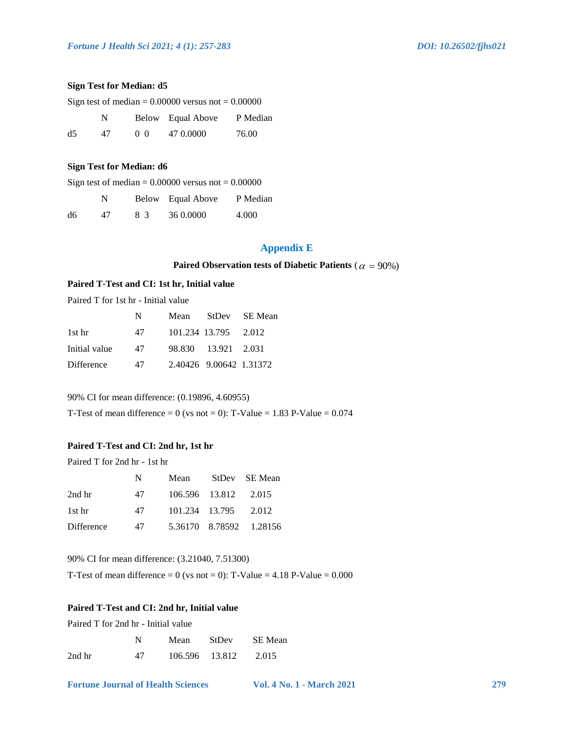**Sign Test for Median: d5**

Sign test of median = 0.00000 versus not = 0.00000

|  | N | Below | Equal | Above | P | Median |
|---|---|---|---|---|---|---|
| d5 | 47 | 0 | 0 | 47 | 0.0000 | 76.00 |

**Sign Test for Median: d6**

Sign test of median = 0.00000 versus not = 0.00000

|  | N | Below | Equal | Above | P | Median |
|---|---|---|---|---|---|---|
| d6 | 47 | 8 | 3 | 36 | 0.0000 | 4.000 |

## Appendix E

**Paired Observation tests of Diabetic Patients** ($\alpha = 90\%$)

**Paired T-Test and CI: 1st hr, Initial value**

Paired T for 1st hr - Initial value

|  | N | Mean | StDev | SE Mean |
|---|---|---|---|---|
| 1st hr | 47 | 101.234 | 13.795 | 2.012 |
| Initial value | 47 | 98.830 | 13.921 | 2.031 |
| Difference | 47 | 2.40426 | 9.00642 | 1.31372 |

90% CI for mean difference: (0.19896, 4.60955)

T-Test of mean difference = 0 (vs not = 0): T-Value = 1.83 P-Value = 0.074

**Paired T-Test and CI: 2nd hr, 1st hr**

Paired T for 2nd hr - 1st hr

|  | N | Mean | StDev | SE Mean |
|---|---|---|---|---|
| 2nd hr | 47 | 106.596 | 13.812 | 2.015 |
| 1st hr | 47 | 101.234 | 13.795 | 2.012 |
| Difference | 47 | 5.36170 | 8.78592 | 1.28156 |

90% CI for mean difference: (3.21040, 7.51300)

T-Test of mean difference = 0 (vs not = 0): T-Value = 4.18 P-Value = 0.000

**Paired T-Test and CI: 2nd hr, Initial value**

Paired T for 2nd hr - Initial value

|  | N | Mean | StDev | SE Mean |
|---|---|---|---|---|
| 2nd hr | 47 | 106.596 | 13.812 | 2.015 |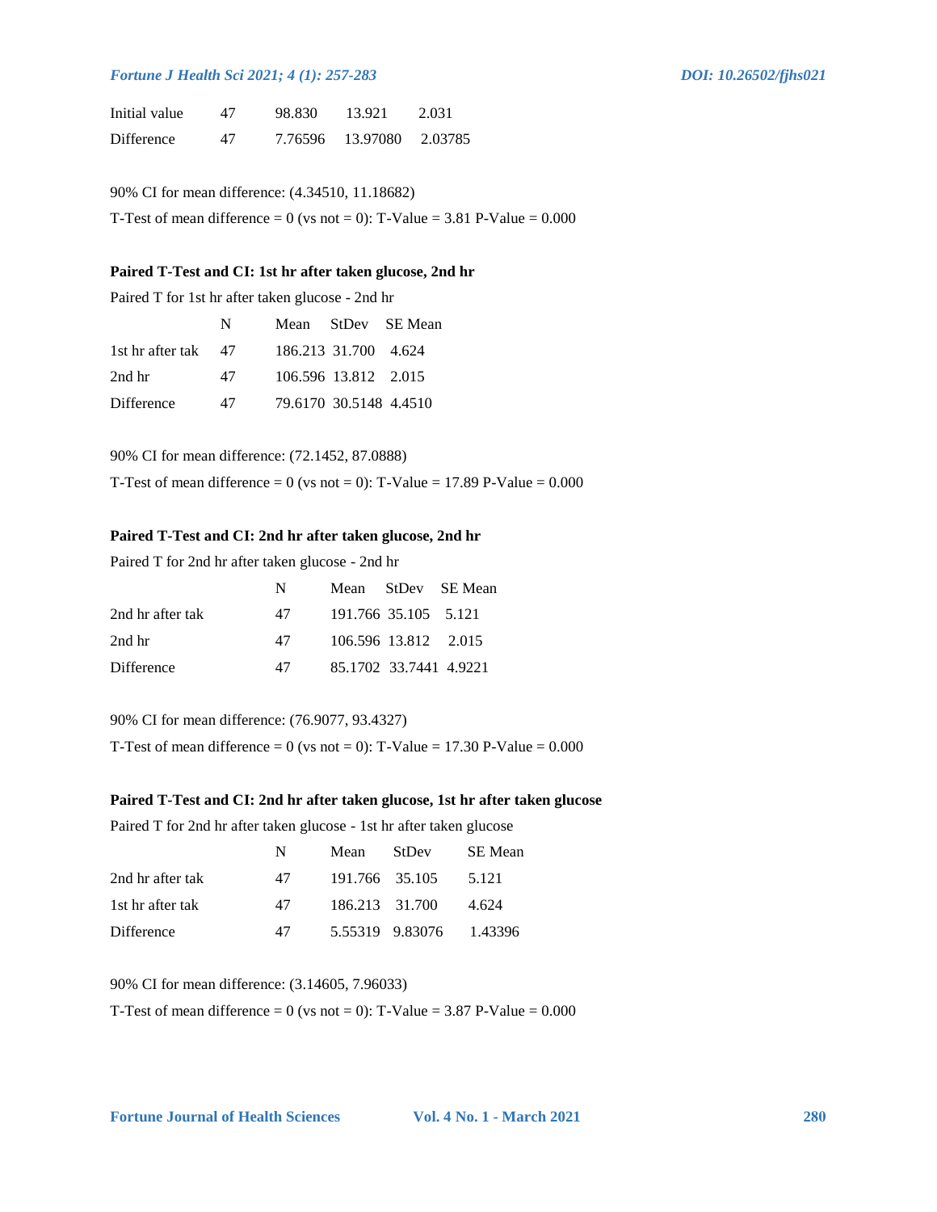| | N | Mean | StDev | SE Mean |
|---|---|---|---|---|
| Initial value | 47 | 98.830 | 13.921 | 2.031 |
| Difference | 47 | 7.76596 | 13.97080 | 2.03785 |

90% CI for mean difference: (4.34510, 11.18682)

T-Test of mean difference = 0 (vs not = 0): T-Value = 3.81 P-Value = 0.000

**Paired T-Test and CI: 1st hr after taken glucose, 2nd hr**

Paired T for 1st hr after taken glucose - 2nd hr

| | N | Mean | StDev | SE Mean |
|---|---|---|---|---|
| 1st hr after tak | 47 | 186.213 | 31.700 | 4.624 |
| 2nd hr | 47 | 106.596 | 13.812 | 2.015 |
| Difference | 47 | 79.6170 | 30.5148 | 4.4510 |

90% CI for mean difference: (72.1452, 87.0888)

T-Test of mean difference = 0 (vs not = 0): T-Value = 17.89 P-Value = 0.000

**Paired T-Test and CI: 2nd hr after taken glucose, 2nd hr**

Paired T for 2nd hr after taken glucose - 2nd hr

| | N | Mean | StDev | SE Mean |
|---|---|---|---|---|
| 2nd hr after tak | 47 | 191.766 | 35.105 | 5.121 |
| 2nd hr | 47 | 106.596 | 13.812 | 2.015 |
| Difference | 47 | 85.1702 | 33.7441 | 4.9221 |

90% CI for mean difference: (76.9077, 93.4327)

T-Test of mean difference = 0 (vs not = 0): T-Value = 17.30 P-Value = 0.000

**Paired T-Test and CI: 2nd hr after taken glucose, 1st hr after taken glucose**

Paired T for 2nd hr after taken glucose - 1st hr after taken glucose

| | N | Mean | StDev | SE Mean |
|---|---|---|---|---|
| 2nd hr after tak | 47 | 191.766 | 35.105 | 5.121 |
| 1st hr after tak | 47 | 186.213 | 31.700 | 4.624 |
| Difference | 47 | 5.55319 | 9.83076 | 1.43396 |

90% CI for mean difference: (3.14605, 7.96033)

T-Test of mean difference = 0 (vs not = 0): T-Value = 3.87 P-Value = 0.000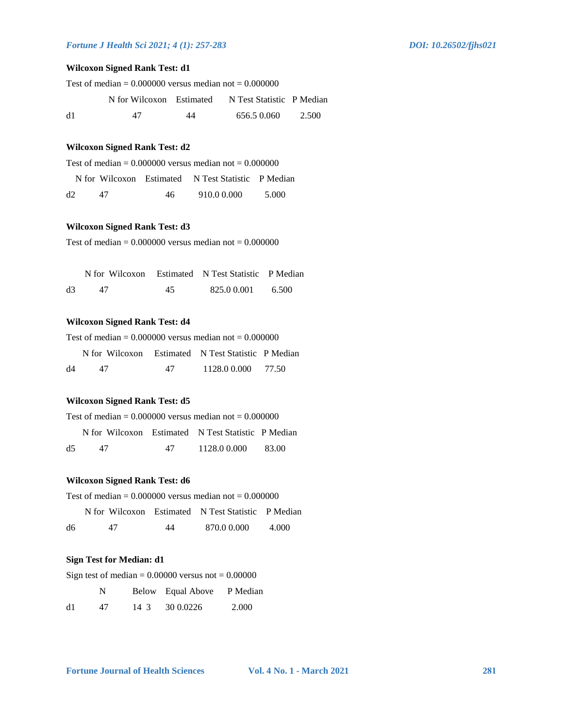**Wilcoxon Signed Rank Test: d1**

Test of median = 0.000000 versus median not = 0.000000

| | N | N for Test | Wilcoxon Statistic | P | Estimated Median |
|---|---|---|---|---|---|
| d1 | 47 | 44 | 656.5 | 0.060 | 2.500 |

**Wilcoxon Signed Rank Test: d2**

Test of median = 0.000000 versus median not = 0.000000

| | N | N for Test | Wilcoxon Statistic | P | Estimated Median |
|---|---|---|---|---|---|
| d2 | 47 | 46 | 910.0 | 0.000 | 5.000 |

**Wilcoxon Signed Rank Test: d3**

Test of median = 0.000000 versus median not = 0.000000

| | N | N for Test | Wilcoxon Statistic | P | Estimated Median |
|---|---|---|---|---|---|
| d3 | 47 | 45 | 825.0 | 0.001 | 6.500 |

**Wilcoxon Signed Rank Test: d4**

Test of median = 0.000000 versus median not = 0.000000

| | N | N for Test | Wilcoxon Statistic | P | Estimated Median |
|---|---|---|---|---|---|
| d4 | 47 | 47 | 1128.0 | 0.000 | 77.50 |

**Wilcoxon Signed Rank Test: d5**

Test of median = 0.000000 versus median not = 0.000000

| | N | N for Test | Wilcoxon Statistic | P | Estimated Median |
|---|---|---|---|---|---|
| d5 | 47 | 47 | 1128.0 | 0.000 | 83.00 |

**Wilcoxon Signed Rank Test: d6**

Test of median = 0.000000 versus median not = 0.000000

| | N | N for Test | Wilcoxon Statistic | P | Estimated Median |
|---|---|---|---|---|---|
| d6 | 47 | 44 | 870.0 | 0.000 | 4.000 |

**Sign Test for Median: d1**

Sign test of median = 0.00000 versus not = 0.00000

| | N | Below | Equal | Above | P | Median |
|---|---|---|---|---|---|---|
| d1 | 47 | 14 | 3 | 30 | 0.0226 | 2.000 |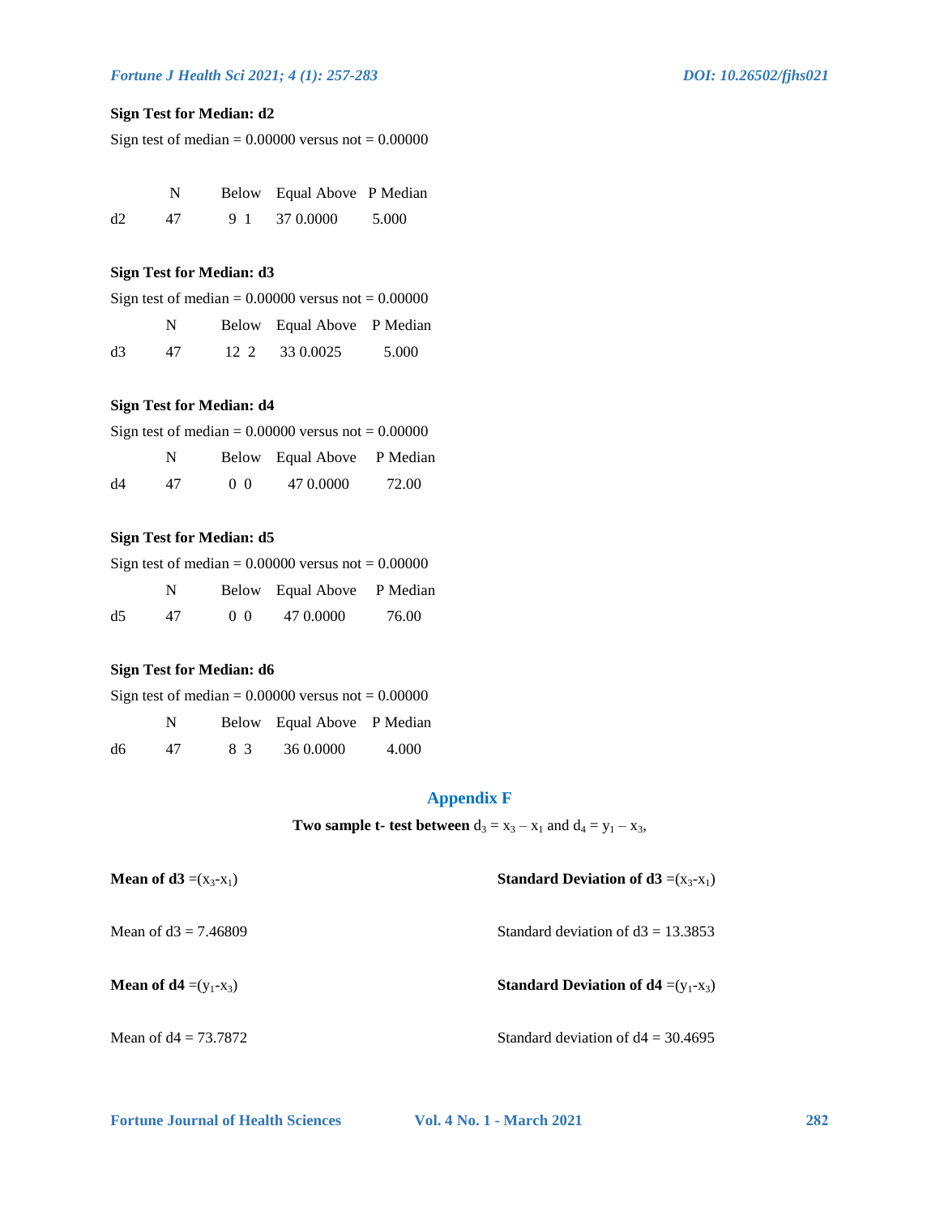**Sign Test for Median: d2**

Sign test of median = 0.00000 versus not = 0.00000

| | N | Below | Equal | Above | P | Median |
|---|---|---|---|---|---|---|
| d2 | 47 | 9 | 1 | 37 | 0.0000 | 5.000 |

**Sign Test for Median: d3**

Sign test of median = 0.00000 versus not = 0.00000

| | N | Below | Equal | Above | P | Median |
|---|---|---|---|---|---|---|
| d3 | 47 | 12 | 2 | 33 | 0.0025 | 5.000 |

**Sign Test for Median: d4**

Sign test of median = 0.00000 versus not = 0.00000

| | N | Below | Equal | Above | P | Median |
|---|---|---|---|---|---|---|
| d4 | 47 | 0 | 0 | 47 | 0.0000 | 72.00 |

**Sign Test for Median: d5**

Sign test of median = 0.00000 versus not = 0.00000

| | N | Below | Equal | Above | P | Median |
|---|---|---|---|---|---|---|
| d5 | 47 | 0 | 0 | 47 | 0.0000 | 76.00 |

**Sign Test for Median: d6**

Sign test of median = 0.00000 versus not = 0.00000

| | N | Below | Equal | Above | P | Median |
|---|---|---|---|---|---|---|
| d6 | 47 | 8 | 3 | 36 | 0.0000 | 4.000 |

## Appendix F

**Two sample t- test between** $d_3 = x_3 - x_1$ and $d_4 = y_1 - x_3$,

**Mean of d3** $=(x_3-x_1)$

Mean of d3 = 7.46809

**Standard Deviation of d3** $=(x_3-x_1)$

Standard deviation of d3 = 13.3853

**Mean of d4** $=(y_1-x_3)$

Mean of d4 = 73.7872

**Standard Deviation of d4** $=(y_1-x_3)$

Standard deviation of d4 = 30.4695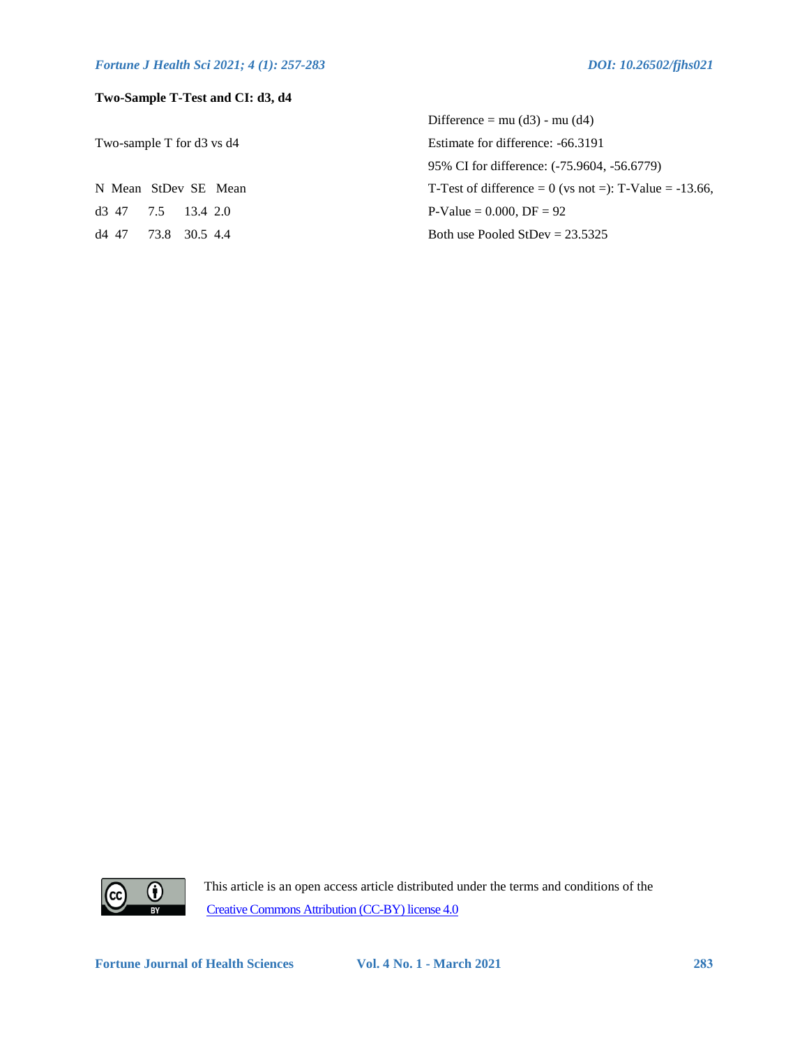**Two-Sample T-Test and CI: d3, d4**

Two-sample T for d3 vs d4

| | N | Mean | StDev | SE Mean |
|---|---|---|---|---|
| d3 | 47 | 7.5 | 13.4 | 2.0 |
| d4 | 47 | 73.8 | 30.5 | 4.4 |

Difference = mu (d3) - mu (d4)

Estimate for difference: -66.3191

95% CI for difference: (-75.9604, -56.6779)

T-Test of difference = 0 (vs not =): T-Value = -13.66, P-Value = 0.000, DF = 92

Both use Pooled StDev = 23.5325

This article is an open access article distributed under the terms and conditions of the Creative Commons Attribution (CC-BY) license 4.0